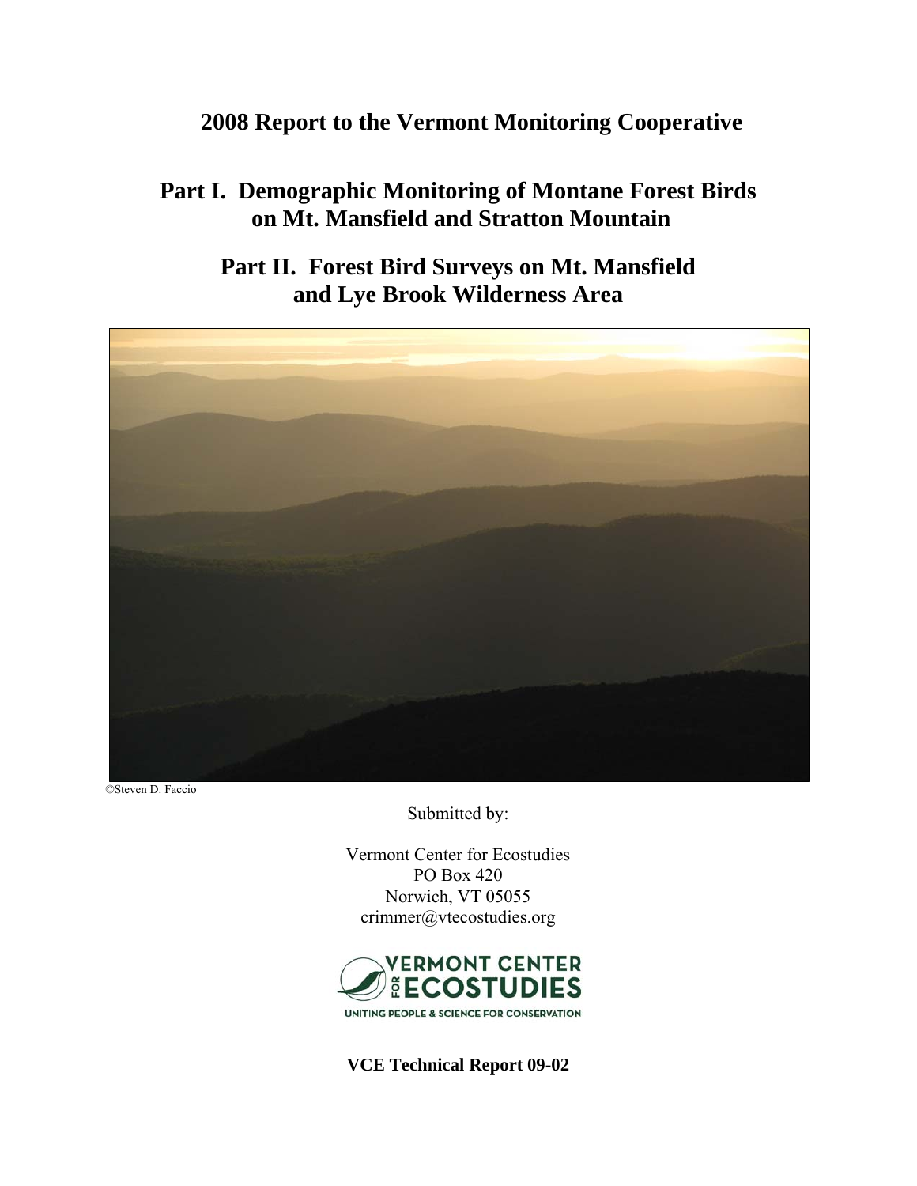# 2008 Report to the Vermont Monitoring Cooperative

## Part I. Demographic Monitoring of Montane Forest Birds on Mt. Mansfield and Stratton Mountain

## Part II. Forest Bird Surveys on Mt. Mansfield and Lye Brook Wilderness Area

©Steven D. Faccio

Submitted by:

Vermont Center for Ecostudies
PO Box 420
Norwich, VT 05055
crimmer@vtecostudies.org

VERMONT CENTER FOR ECOSTUDIES
UNITING PEOPLE & SCIENCE FOR CONSERVATION

**VCE Technical Report 09-02**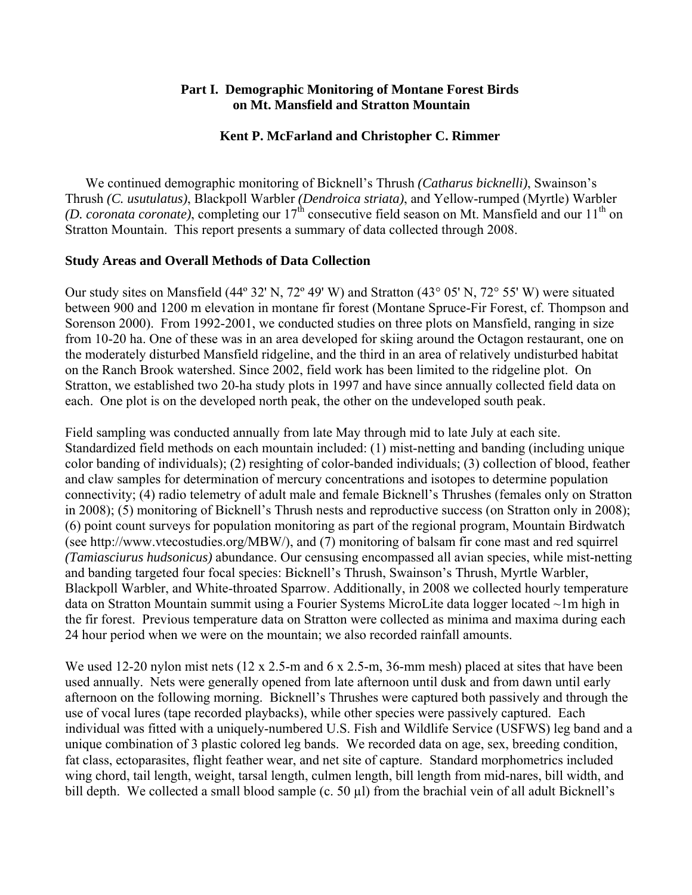# Part I. Demographic Monitoring of Montane Forest Birds on Mt. Mansfield and Stratton Mountain

### Kent P. McFarland and Christopher C. Rimmer

We continued demographic monitoring of Bicknell's Thrush *(Catharus bicknelli)*, Swainson's Thrush *(C. usutulatus)*, Blackpoll Warbler *(Dendroica striata)*, and Yellow-rumped (Myrtle) Warbler *(D. coronata coronate)*, completing our 17th consecutive field season on Mt. Mansfield and our 11th on Stratton Mountain. This report presents a summary of data collected through 2008.

**Study Areas and Overall Methods of Data Collection**

Our study sites on Mansfield (44º 32' N, 72º 49' W) and Stratton (43° 05' N, 72° 55' W) were situated between 900 and 1200 m elevation in montane fir forest (Montane Spruce-Fir Forest, cf. Thompson and Sorenson 2000). From 1992-2001, we conducted studies on three plots on Mansfield, ranging in size from 10-20 ha. One of these was in an area developed for skiing around the Octagon restaurant, one on the moderately disturbed Mansfield ridgeline, and the third in an area of relatively undisturbed habitat on the Ranch Brook watershed. Since 2002, field work has been limited to the ridgeline plot. On Stratton, we established two 20-ha study plots in 1997 and have since annually collected field data on each. One plot is on the developed north peak, the other on the undeveloped south peak.

Field sampling was conducted annually from late May through mid to late July at each site. Standardized field methods on each mountain included: (1) mist-netting and banding (including unique color banding of individuals); (2) resighting of color-banded individuals; (3) collection of blood, feather and claw samples for determination of mercury concentrations and isotopes to determine population connectivity; (4) radio telemetry of adult male and female Bicknell's Thrushes (females only on Stratton in 2008); (5) monitoring of Bicknell's Thrush nests and reproductive success (on Stratton only in 2008); (6) point count surveys for population monitoring as part of the regional program, Mountain Birdwatch (see http://www.vtecostudies.org/MBW/), and (7) monitoring of balsam fir cone mast and red squirrel *(Tamiasciurus hudsonicus)* abundance. Our censusing encompassed all avian species, while mist-netting and banding targeted four focal species: Bicknell's Thrush, Swainson's Thrush, Myrtle Warbler, Blackpoll Warbler, and White-throated Sparrow. Additionally, in 2008 we collected hourly temperature data on Stratton Mountain summit using a Fourier Systems MicroLite data logger located ~1m high in the fir forest. Previous temperature data on Stratton were collected as minima and maxima during each 24 hour period when we were on the mountain; we also recorded rainfall amounts.

We used 12-20 nylon mist nets (12 x 2.5-m and 6 x 2.5-m, 36-mm mesh) placed at sites that have been used annually. Nets were generally opened from late afternoon until dusk and from dawn until early afternoon on the following morning. Bicknell's Thrushes were captured both passively and through the use of vocal lures (tape recorded playbacks), while other species were passively captured. Each individual was fitted with a uniquely-numbered U.S. Fish and Wildlife Service (USFWS) leg band and a unique combination of 3 plastic colored leg bands. We recorded data on age, sex, breeding condition, fat class, ectoparasites, flight feather wear, and net site of capture. Standard morphometrics included wing chord, tail length, weight, tarsal length, culmen length, bill length from mid-nares, bill width, and bill depth. We collected a small blood sample (c. 50 μl) from the brachial vein of all adult Bicknell's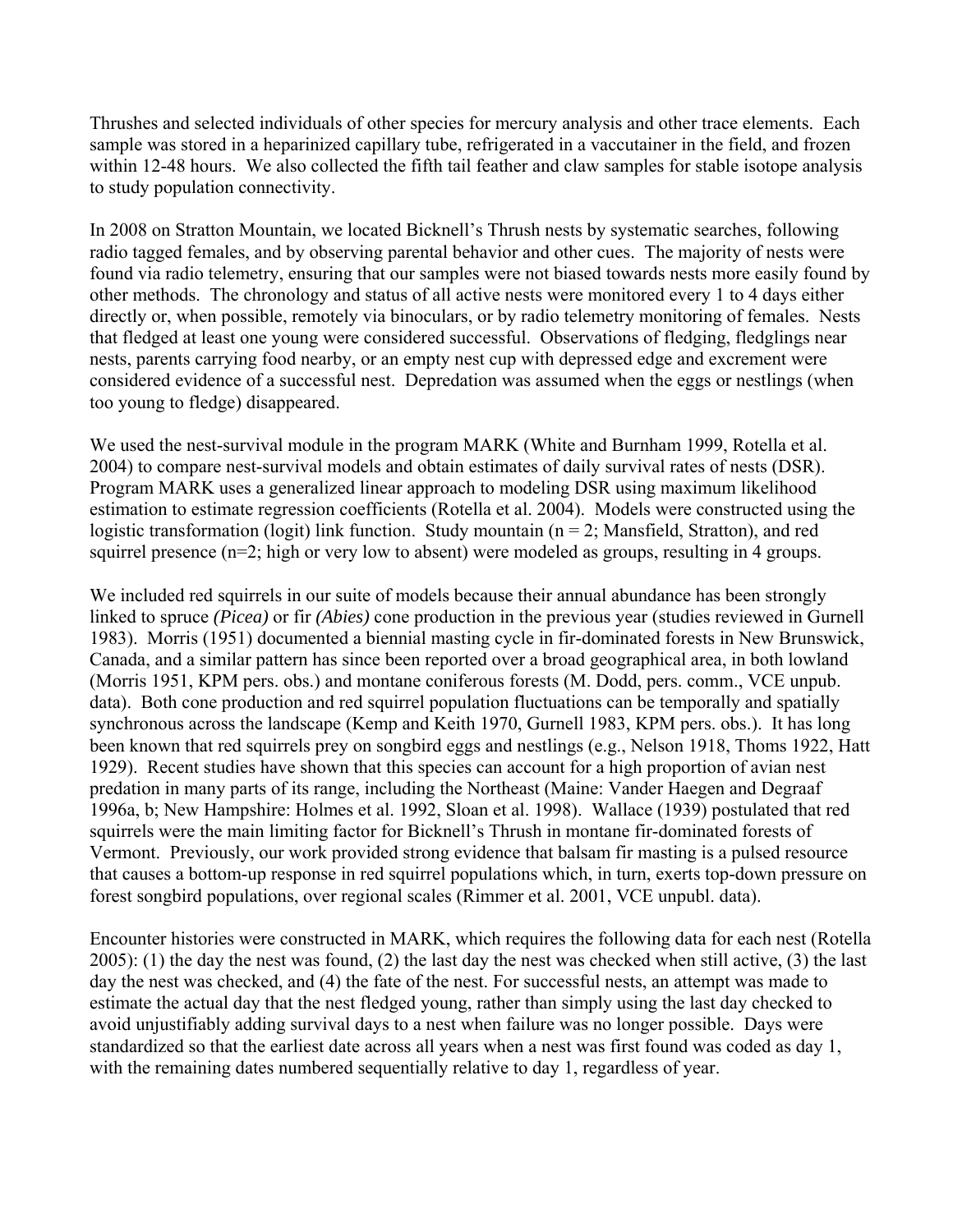Thrushes and selected individuals of other species for mercury analysis and other trace elements. Each sample was stored in a heparinized capillary tube, refrigerated in a vaccutainer in the field, and frozen within 12-48 hours. We also collected the fifth tail feather and claw samples for stable isotope analysis to study population connectivity.

In 2008 on Stratton Mountain, we located Bicknell's Thrush nests by systematic searches, following radio tagged females, and by observing parental behavior and other cues. The majority of nests were found via radio telemetry, ensuring that our samples were not biased towards nests more easily found by other methods. The chronology and status of all active nests were monitored every 1 to 4 days either directly or, when possible, remotely via binoculars, or by radio telemetry monitoring of females. Nests that fledged at least one young were considered successful. Observations of fledging, fledglings near nests, parents carrying food nearby, or an empty nest cup with depressed edge and excrement were considered evidence of a successful nest. Depredation was assumed when the eggs or nestlings (when too young to fledge) disappeared.

We used the nest-survival module in the program MARK (White and Burnham 1999, Rotella et al. 2004) to compare nest-survival models and obtain estimates of daily survival rates of nests (DSR). Program MARK uses a generalized linear approach to modeling DSR using maximum likelihood estimation to estimate regression coefficients (Rotella et al. 2004). Models were constructed using the logistic transformation (logit) link function. Study mountain ($n = 2$; Mansfield, Stratton), and red squirrel presence ($n=2$; high or very low to absent) were modeled as groups, resulting in 4 groups.

We included red squirrels in our suite of models because their annual abundance has been strongly linked to spruce *(Picea)* or fir *(Abies)* cone production in the previous year (studies reviewed in Gurnell 1983). Morris (1951) documented a biennial masting cycle in fir-dominated forests in New Brunswick, Canada, and a similar pattern has since been reported over a broad geographical area, in both lowland (Morris 1951, KPM pers. obs.) and montane coniferous forests (M. Dodd, pers. comm., VCE unpub. data). Both cone production and red squirrel population fluctuations can be temporally and spatially synchronous across the landscape (Kemp and Keith 1970, Gurnell 1983, KPM pers. obs.). It has long been known that red squirrels prey on songbird eggs and nestlings (e.g., Nelson 1918, Thoms 1922, Hatt 1929). Recent studies have shown that this species can account for a high proportion of avian nest predation in many parts of its range, including the Northeast (Maine: Vander Haegen and Degraaf 1996a, b; New Hampshire: Holmes et al. 1992, Sloan et al. 1998). Wallace (1939) postulated that red squirrels were the main limiting factor for Bicknell's Thrush in montane fir-dominated forests of Vermont. Previously, our work provided strong evidence that balsam fir masting is a pulsed resource that causes a bottom-up response in red squirrel populations which, in turn, exerts top-down pressure on forest songbird populations, over regional scales (Rimmer et al. 2001, VCE unpubl. data).

Encounter histories were constructed in MARK, which requires the following data for each nest (Rotella 2005): (1) the day the nest was found, (2) the last day the nest was checked when still active, (3) the last day the nest was checked, and (4) the fate of the nest. For successful nests, an attempt was made to estimate the actual day that the nest fledged young, rather than simply using the last day checked to avoid unjustifiably adding survival days to a nest when failure was no longer possible. Days were standardized so that the earliest date across all years when a nest was first found was coded as day 1, with the remaining dates numbered sequentially relative to day 1, regardless of year.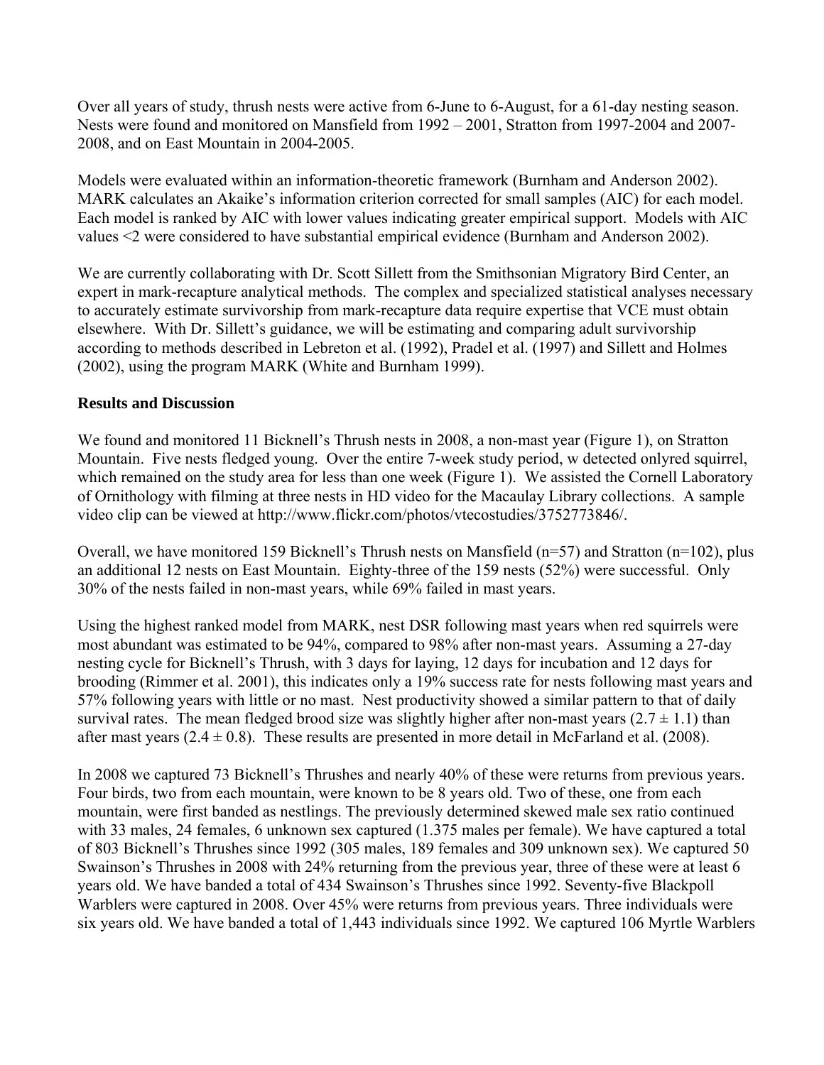Over all years of study, thrush nests were active from 6-June to 6-August, for a 61-day nesting season. Nests were found and monitored on Mansfield from 1992 – 2001, Stratton from 1997-2004 and 2007-2008, and on East Mountain in 2004-2005.

Models were evaluated within an information-theoretic framework (Burnham and Anderson 2002). MARK calculates an Akaike's information criterion corrected for small samples (AIC) for each model. Each model is ranked by AIC with lower values indicating greater empirical support. Models with AIC values <2 were considered to have substantial empirical evidence (Burnham and Anderson 2002).

We are currently collaborating with Dr. Scott Sillett from the Smithsonian Migratory Bird Center, an expert in mark-recapture analytical methods. The complex and specialized statistical analyses necessary to accurately estimate survivorship from mark-recapture data require expertise that VCE must obtain elsewhere. With Dr. Sillett's guidance, we will be estimating and comparing adult survivorship according to methods described in Lebreton et al. (1992), Pradel et al. (1997) and Sillett and Holmes (2002), using the program MARK (White and Burnham 1999).

**Results and Discussion**

We found and monitored 11 Bicknell's Thrush nests in 2008, a non-mast year (Figure 1), on Stratton Mountain. Five nests fledged young. Over the entire 7-week study period, w detected onlyred squirrel, which remained on the study area for less than one week (Figure 1). We assisted the Cornell Laboratory of Ornithology with filming at three nests in HD video for the Macaulay Library collections. A sample video clip can be viewed at http://www.flickr.com/photos/vtecostudies/3752773846/.

Overall, we have monitored 159 Bicknell's Thrush nests on Mansfield (n=57) and Stratton (n=102), plus an additional 12 nests on East Mountain. Eighty-three of the 159 nests (52%) were successful. Only 30% of the nests failed in non-mast years, while 69% failed in mast years.

Using the highest ranked model from MARK, nest DSR following mast years when red squirrels were most abundant was estimated to be 94%, compared to 98% after non-mast years. Assuming a 27-day nesting cycle for Bicknell's Thrush, with 3 days for laying, 12 days for incubation and 12 days for brooding (Rimmer et al. 2001), this indicates only a 19% success rate for nests following mast years and 57% following years with little or no mast. Nest productivity showed a similar pattern to that of daily survival rates. The mean fledged brood size was slightly higher after non-mast years ($2.7 \pm 1.1$) than after mast years ($2.4 \pm 0.8$). These results are presented in more detail in McFarland et al. (2008).

In 2008 we captured 73 Bicknell's Thrushes and nearly 40% of these were returns from previous years. Four birds, two from each mountain, were known to be 8 years old. Two of these, one from each mountain, were first banded as nestlings. The previously determined skewed male sex ratio continued with 33 males, 24 females, 6 unknown sex captured (1.375 males per female). We have captured a total of 803 Bicknell's Thrushes since 1992 (305 males, 189 females and 309 unknown sex). We captured 50 Swainson's Thrushes in 2008 with 24% returning from the previous year, three of these were at least 6 years old. We have banded a total of 434 Swainson's Thrushes since 1992. Seventy-five Blackpoll Warblers were captured in 2008. Over 45% were returns from previous years. Three individuals were six years old. We have banded a total of 1,443 individuals since 1992. We captured 106 Myrtle Warblers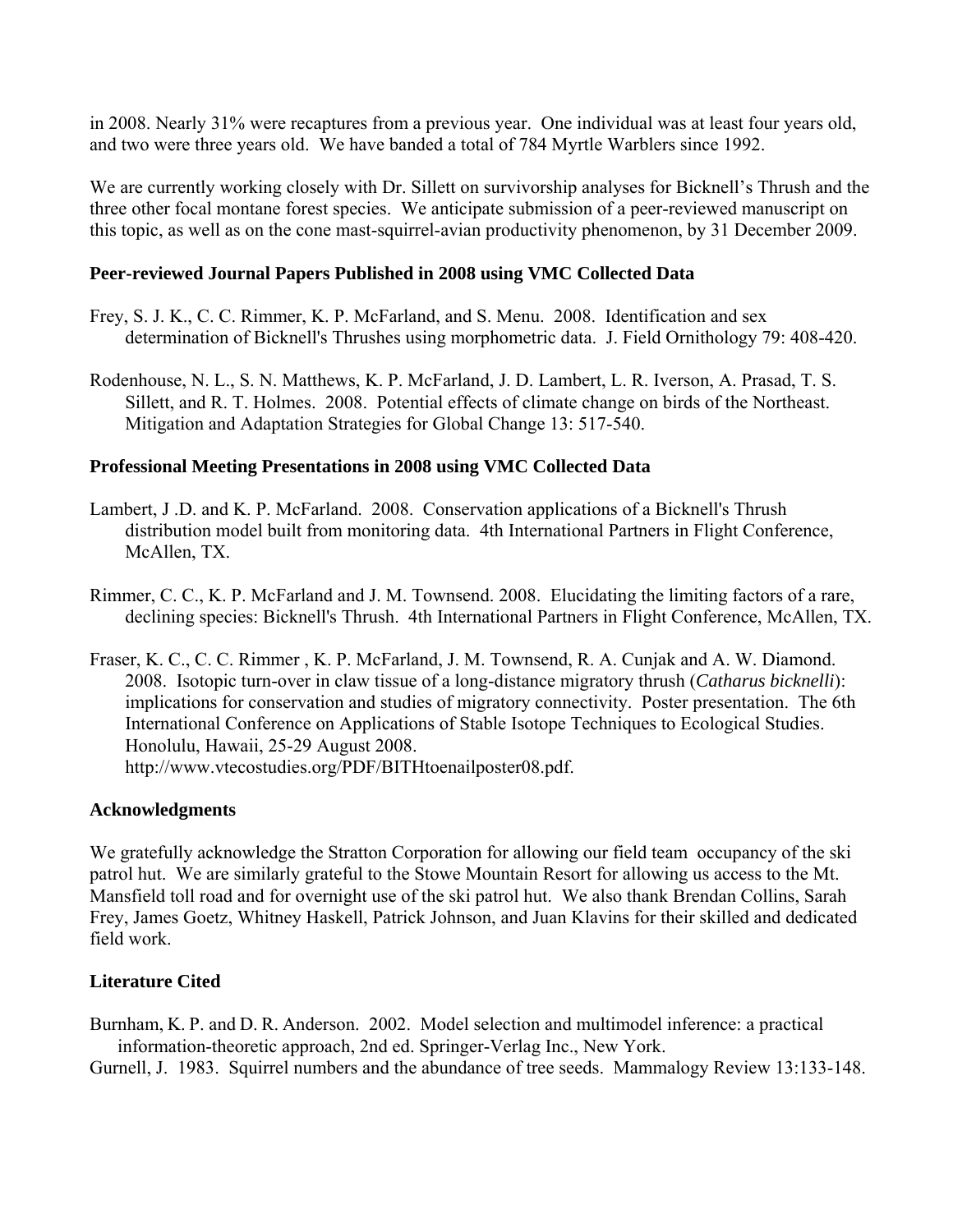in 2008. Nearly 31% were recaptures from a previous year. One individual was at least four years old, and two were three years old. We have banded a total of 784 Myrtle Warblers since 1992.

We are currently working closely with Dr. Sillett on survivorship analyses for Bicknell's Thrush and the three other focal montane forest species. We anticipate submission of a peer-reviewed manuscript on this topic, as well as on the cone mast-squirrel-avian productivity phenomenon, by 31 December 2009.

### Peer-reviewed Journal Papers Published in 2008 using VMC Collected Data

Frey, S. J. K., C. C. Rimmer, K. P. McFarland, and S. Menu. 2008. Identification and sex determination of Bicknell's Thrushes using morphometric data. J. Field Ornithology 79: 408-420.

Rodenhouse, N. L., S. N. Matthews, K. P. McFarland, J. D. Lambert, L. R. Iverson, A. Prasad, T. S. Sillett, and R. T. Holmes. 2008. Potential effects of climate change on birds of the Northeast. Mitigation and Adaptation Strategies for Global Change 13: 517-540.

### Professional Meeting Presentations in 2008 using VMC Collected Data

Lambert, J .D. and K. P. McFarland. 2008. Conservation applications of a Bicknell's Thrush distribution model built from monitoring data. 4th International Partners in Flight Conference, McAllen, TX.

Rimmer, C. C., K. P. McFarland and J. M. Townsend. 2008. Elucidating the limiting factors of a rare, declining species: Bicknell's Thrush. 4th International Partners in Flight Conference, McAllen, TX.

Fraser, K. C., C. C. Rimmer , K. P. McFarland, J. M. Townsend, R. A. Cunjak and A. W. Diamond. 2008. Isotopic turn-over in claw tissue of a long-distance migratory thrush (*Catharus bicknelli*): implications for conservation and studies of migratory connectivity. Poster presentation. The 6th International Conference on Applications of Stable Isotope Techniques to Ecological Studies. Honolulu, Hawaii, 25-29 August 2008. http://www.vtecostudies.org/PDF/BITHtoenailposter08.pdf.

### Acknowledgments

We gratefully acknowledge the Stratton Corporation for allowing our field team occupancy of the ski patrol hut. We are similarly grateful to the Stowe Mountain Resort for allowing us access to the Mt. Mansfield toll road and for overnight use of the ski patrol hut. We also thank Brendan Collins, Sarah Frey, James Goetz, Whitney Haskell, Patrick Johnson, and Juan Klavins for their skilled and dedicated field work.

### Literature Cited

Burnham, K. P. and D. R. Anderson. 2002. Model selection and multimodel inference: a practical information-theoretic approach, 2nd ed. Springer-Verlag Inc., New York.

Gurnell, J. 1983. Squirrel numbers and the abundance of tree seeds. Mammalogy Review 13:133-148.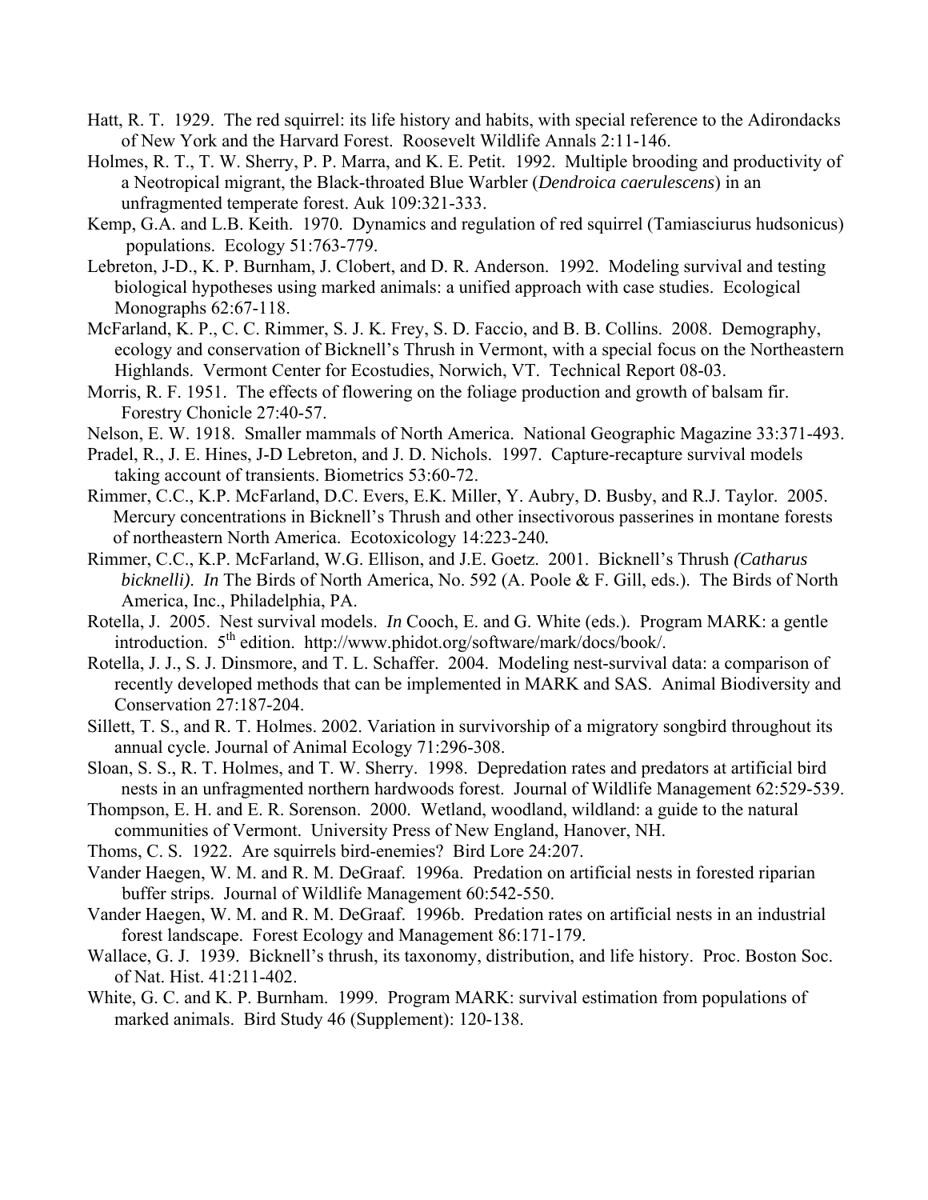Hatt, R. T. 1929. The red squirrel: its life history and habits, with special reference to the Adirondacks of New York and the Harvard Forest. Roosevelt Wildlife Annals 2:11-146.

Holmes, R. T., T. W. Sherry, P. P. Marra, and K. E. Petit. 1992. Multiple brooding and productivity of a Neotropical migrant, the Black-throated Blue Warbler (*Dendroica caerulescens*) in an unfragmented temperate forest. Auk 109:321-333.

Kemp, G.A. and L.B. Keith. 1970. Dynamics and regulation of red squirrel (Tamiasciurus hudsonicus) populations. Ecology 51:763-779.

Lebreton, J-D., K. P. Burnham, J. Clobert, and D. R. Anderson. 1992. Modeling survival and testing biological hypotheses using marked animals: a unified approach with case studies. Ecological Monographs 62:67-118.

McFarland, K. P., C. C. Rimmer, S. J. K. Frey, S. D. Faccio, and B. B. Collins. 2008. Demography, ecology and conservation of Bicknell's Thrush in Vermont, with a special focus on the Northeastern Highlands. Vermont Center for Ecostudies, Norwich, VT. Technical Report 08-03.

Morris, R. F. 1951. The effects of flowering on the foliage production and growth of balsam fir. Forestry Chonicle 27:40-57.

Nelson, E. W. 1918. Smaller mammals of North America. National Geographic Magazine 33:371-493.

Pradel, R., J. E. Hines, J-D Lebreton, and J. D. Nichols. 1997. Capture-recapture survival models taking account of transients. Biometrics 53:60-72.

Rimmer, C.C., K.P. McFarland, D.C. Evers, E.K. Miller, Y. Aubry, D. Busby, and R.J. Taylor. 2005. Mercury concentrations in Bicknell's Thrush and other insectivorous passerines in montane forests of northeastern North America. Ecotoxicology 14:223-240.

Rimmer, C.C., K.P. McFarland, W.G. Ellison, and J.E. Goetz. 2001. Bicknell's Thrush *(Catharus bicknelli)*. *In* The Birds of North America, No. 592 (A. Poole & F. Gill, eds.). The Birds of North America, Inc., Philadelphia, PA.

Rotella, J. 2005. Nest survival models. *In* Cooch, E. and G. White (eds.). Program MARK: a gentle introduction. 5th edition. http://www.phidot.org/software/mark/docs/book/.

Rotella, J. J., S. J. Dinsmore, and T. L. Schaffer. 2004. Modeling nest-survival data: a comparison of recently developed methods that can be implemented in MARK and SAS. Animal Biodiversity and Conservation 27:187-204.

Sillett, T. S., and R. T. Holmes. 2002. Variation in survivorship of a migratory songbird throughout its annual cycle. Journal of Animal Ecology 71:296-308.

Sloan, S. S., R. T. Holmes, and T. W. Sherry. 1998. Depredation rates and predators at artificial bird nests in an unfragmented northern hardwoods forest. Journal of Wildlife Management 62:529-539.

Thompson, E. H. and E. R. Sorenson. 2000. Wetland, woodland, wildland: a guide to the natural communities of Vermont. University Press of New England, Hanover, NH.

Thoms, C. S. 1922. Are squirrels bird-enemies? Bird Lore 24:207.

Vander Haegen, W. M. and R. M. DeGraaf. 1996a. Predation on artificial nests in forested riparian buffer strips. Journal of Wildlife Management 60:542-550.

Vander Haegen, W. M. and R. M. DeGraaf. 1996b. Predation rates on artificial nests in an industrial forest landscape. Forest Ecology and Management 86:171-179.

Wallace, G. J. 1939. Bicknell's thrush, its taxonomy, distribution, and life history. Proc. Boston Soc. of Nat. Hist. 41:211-402.

White, G. C. and K. P. Burnham. 1999. Program MARK: survival estimation from populations of marked animals. Bird Study 46 (Supplement): 120-138.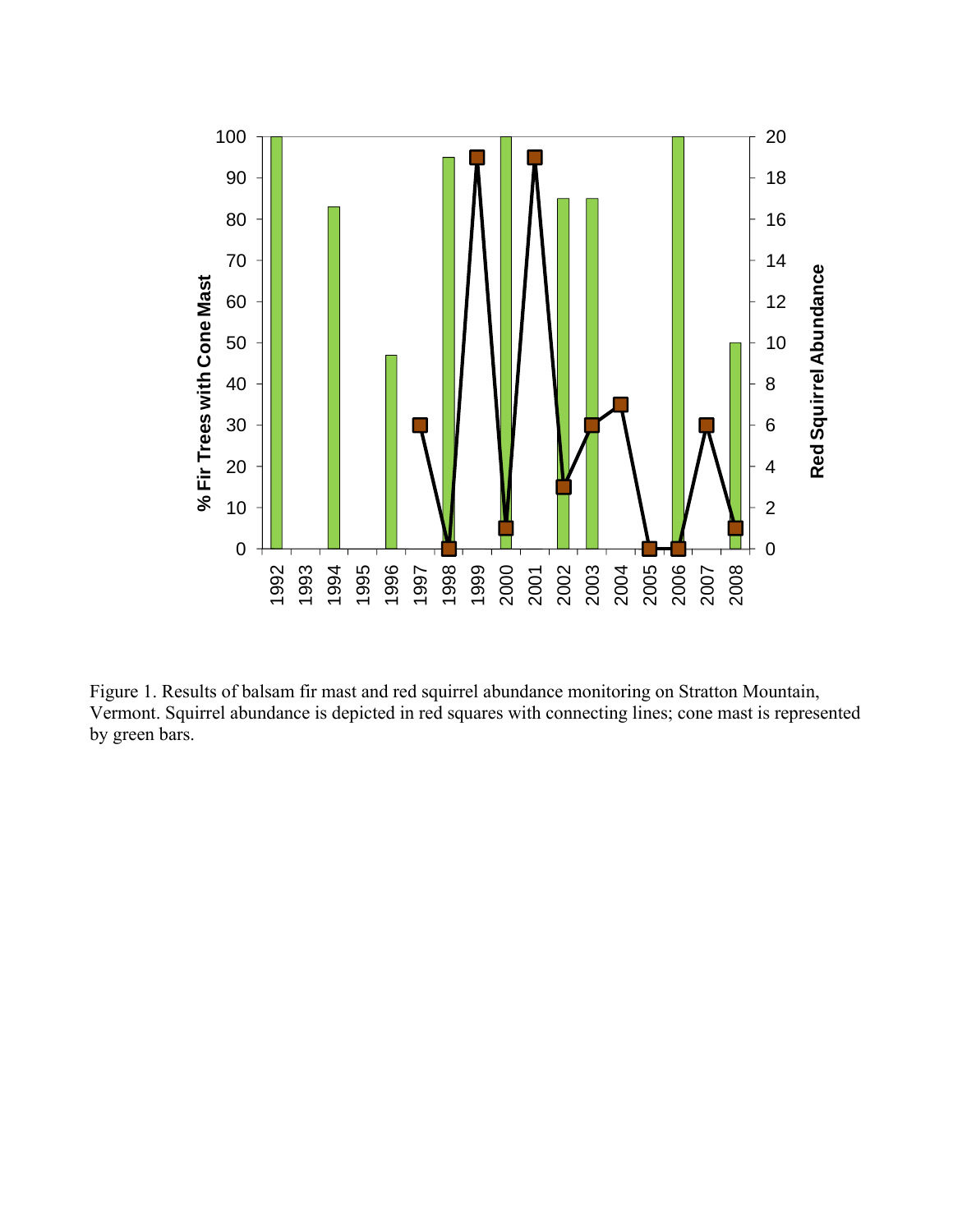Figure 1. Results of balsam fir mast and red squirrel abundance monitoring on Stratton Mountain, Vermont. Squirrel abundance is depicted in red squares with connecting lines; cone mast is represented by green bars.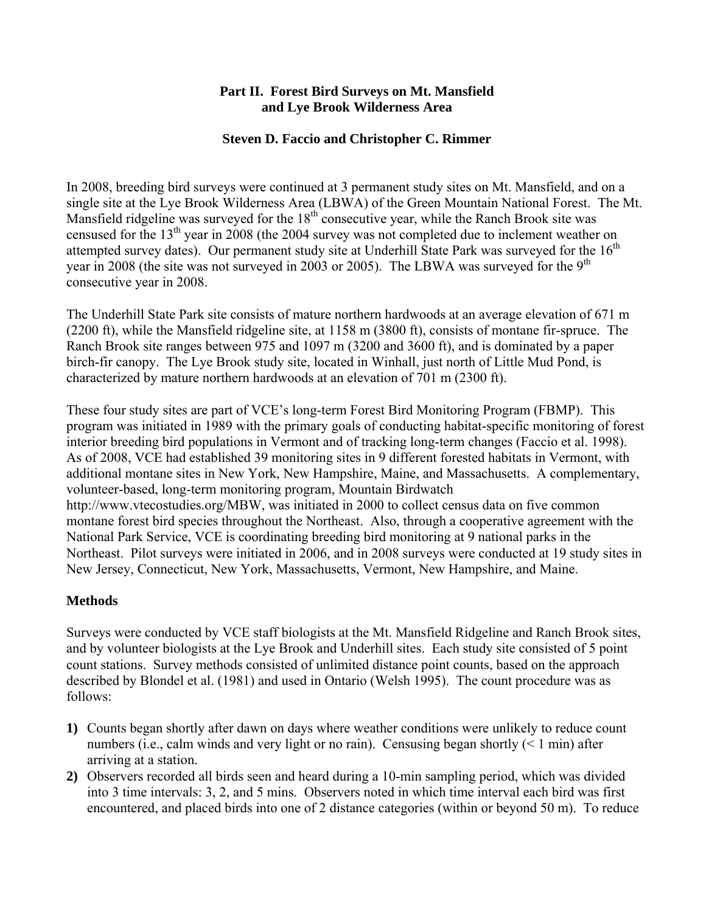# Part II. Forest Bird Surveys on Mt. Mansfield and Lye Brook Wilderness Area

### Steven D. Faccio and Christopher C. Rimmer

In 2008, breeding bird surveys were continued at 3 permanent study sites on Mt. Mansfield, and on a single site at the Lye Brook Wilderness Area (LBWA) of the Green Mountain National Forest. The Mt. Mansfield ridgeline was surveyed for the 18th consecutive year, while the Ranch Brook site was censused for the 13th year in 2008 (the 2004 survey was not completed due to inclement weather on attempted survey dates). Our permanent study site at Underhill State Park was surveyed for the 16th year in 2008 (the site was not surveyed in 2003 or 2005). The LBWA was surveyed for the 9th consecutive year in 2008.

The Underhill State Park site consists of mature northern hardwoods at an average elevation of 671 m (2200 ft), while the Mansfield ridgeline site, at 1158 m (3800 ft), consists of montane fir-spruce. The Ranch Brook site ranges between 975 and 1097 m (3200 and 3600 ft), and is dominated by a paper birch-fir canopy. The Lye Brook study site, located in Winhall, just north of Little Mud Pond, is characterized by mature northern hardwoods at an elevation of 701 m (2300 ft).

These four study sites are part of VCE's long-term Forest Bird Monitoring Program (FBMP). This program was initiated in 1989 with the primary goals of conducting habitat-specific monitoring of forest interior breeding bird populations in Vermont and of tracking long-term changes (Faccio et al. 1998). As of 2008, VCE had established 39 monitoring sites in 9 different forested habitats in Vermont, with additional montane sites in New York, New Hampshire, Maine, and Massachusetts. A complementary, volunteer-based, long-term monitoring program, Mountain Birdwatch http://www.vtecostudies.org/MBW, was initiated in 2000 to collect census data on five common montane forest bird species throughout the Northeast. Also, through a cooperative agreement with the National Park Service, VCE is coordinating breeding bird monitoring at 9 national parks in the Northeast. Pilot surveys were initiated in 2006, and in 2008 surveys were conducted at 19 study sites in New Jersey, Connecticut, New York, Massachusetts, Vermont, New Hampshire, and Maine.

## Methods

Surveys were conducted by VCE staff biologists at the Mt. Mansfield Ridgeline and Ranch Brook sites, and by volunteer biologists at the Lye Brook and Underhill sites. Each study site consisted of 5 point count stations. Survey methods consisted of unlimited distance point counts, based on the approach described by Blondel et al. (1981) and used in Ontario (Welsh 1995). The count procedure was as follows:

**1)** Counts began shortly after dawn on days where weather conditions were unlikely to reduce count numbers (i.e., calm winds and very light or no rain). Censusing began shortly (< 1 min) after arriving at a station.

**2)** Observers recorded all birds seen and heard during a 10-min sampling period, which was divided into 3 time intervals: 3, 2, and 5 mins. Observers noted in which time interval each bird was first encountered, and placed birds into one of 2 distance categories (within or beyond 50 m). To reduce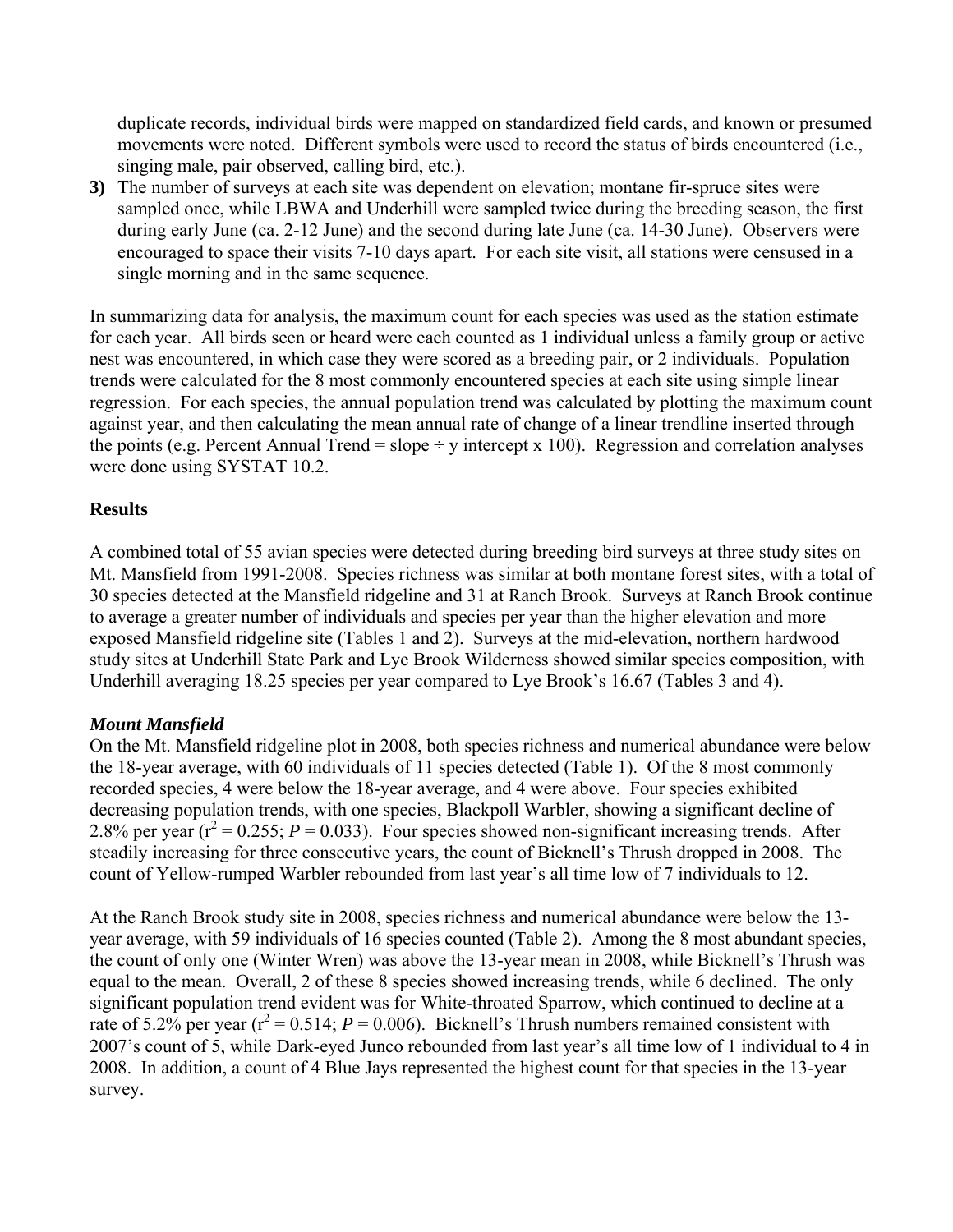duplicate records, individual birds were mapped on standardized field cards, and known or presumed movements were noted. Different symbols were used to record the status of birds encountered (i.e., singing male, pair observed, calling bird, etc.).

**3)** The number of surveys at each site was dependent on elevation; montane fir-spruce sites were sampled once, while LBWA and Underhill were sampled twice during the breeding season, the first during early June (ca. 2-12 June) and the second during late June (ca. 14-30 June). Observers were encouraged to space their visits 7-10 days apart. For each site visit, all stations were censused in a single morning and in the same sequence.

In summarizing data for analysis, the maximum count for each species was used as the station estimate for each year. All birds seen or heard were each counted as 1 individual unless a family group or active nest was encountered, in which case they were scored as a breeding pair, or 2 individuals. Population trends were calculated for the 8 most commonly encountered species at each site using simple linear regression. For each species, the annual population trend was calculated by plotting the maximum count against year, and then calculating the mean annual rate of change of a linear trendline inserted through the points (e.g. Percent Annual Trend = slope ÷ y intercept x 100). Regression and correlation analyses were done using SYSTAT 10.2.

**Results**

A combined total of 55 avian species were detected during breeding bird surveys at three study sites on Mt. Mansfield from 1991-2008. Species richness was similar at both montane forest sites, with a total of 30 species detected at the Mansfield ridgeline and 31 at Ranch Brook. Surveys at Ranch Brook continue to average a greater number of individuals and species per year than the higher elevation and more exposed Mansfield ridgeline site (Tables 1 and 2). Surveys at the mid-elevation, northern hardwood study sites at Underhill State Park and Lye Brook Wilderness showed similar species composition, with Underhill averaging 18.25 species per year compared to Lye Brook's 16.67 (Tables 3 and 4).

***Mount Mansfield***

On the Mt. Mansfield ridgeline plot in 2008, both species richness and numerical abundance were below the 18-year average, with 60 individuals of 11 species detected (Table 1). Of the 8 most commonly recorded species, 4 were below the 18-year average, and 4 were above. Four species exhibited decreasing population trends, with one species, Blackpoll Warbler, showing a significant decline of 2.8% per year ($r^2 = 0.255$; $P = 0.033$). Four species showed non-significant increasing trends. After steadily increasing for three consecutive years, the count of Bicknell's Thrush dropped in 2008. The count of Yellow-rumped Warbler rebounded from last year's all time low of 7 individuals to 12.

At the Ranch Brook study site in 2008, species richness and numerical abundance were below the 13-year average, with 59 individuals of 16 species counted (Table 2). Among the 8 most abundant species, the count of only one (Winter Wren) was above the 13-year mean in 2008, while Bicknell's Thrush was equal to the mean. Overall, 2 of these 8 species showed increasing trends, while 6 declined. The only significant population trend evident was for White-throated Sparrow, which continued to decline at a rate of 5.2% per year ($r^2 = 0.514$; $P = 0.006$). Bicknell's Thrush numbers remained consistent with 2007's count of 5, while Dark-eyed Junco rebounded from last year's all time low of 1 individual to 4 in 2008. In addition, a count of 4 Blue Jays represented the highest count for that species in the 13-year survey.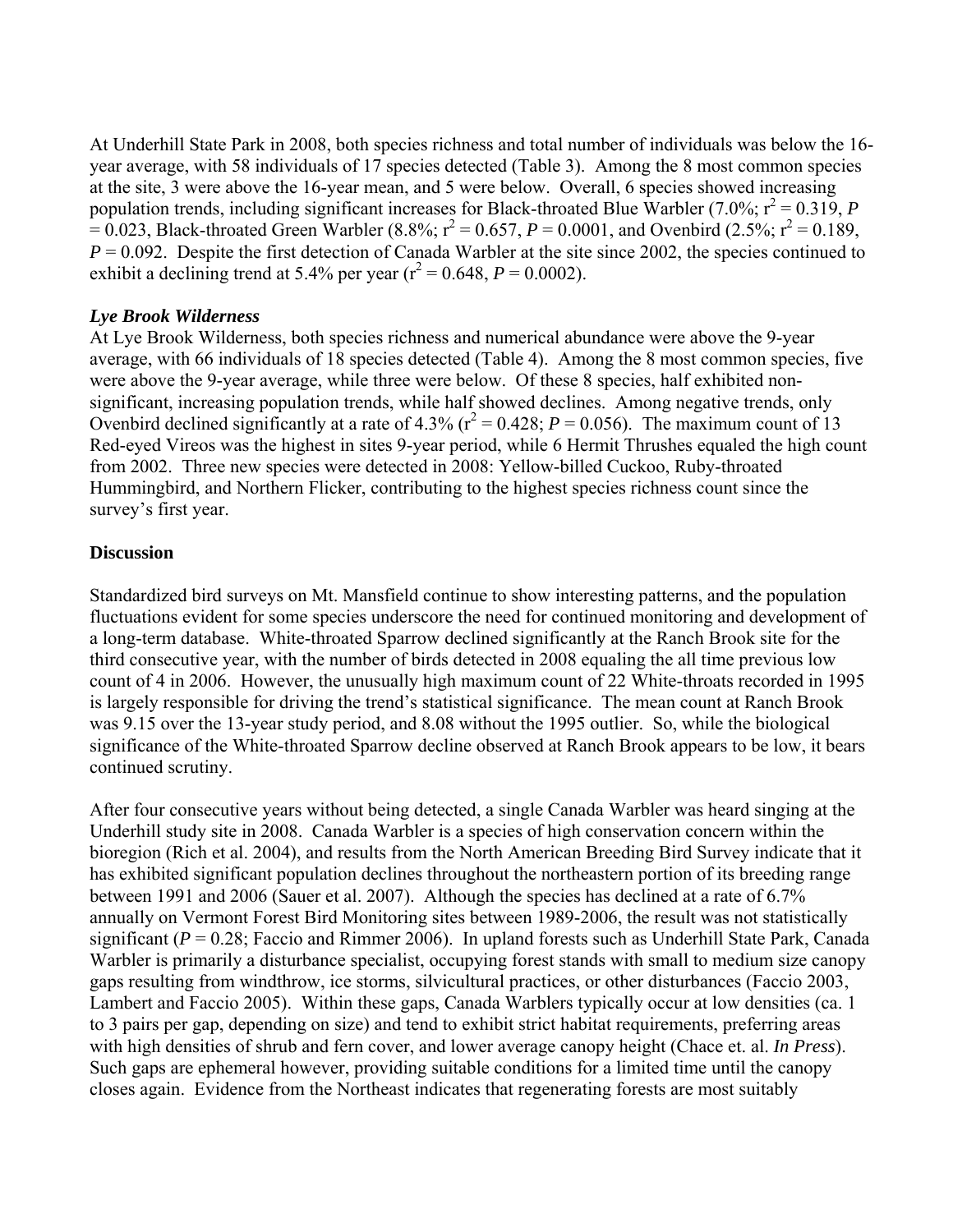At Underhill State Park in 2008, both species richness and total number of individuals was below the 16-year average, with 58 individuals of 17 species detected (Table 3). Among the 8 most common species at the site, 3 were above the 16-year mean, and 5 were below. Overall, 6 species showed increasing population trends, including significant increases for Black-throated Blue Warbler (7.0%; $r^2 = 0.319$, $P = 0.023$, Black-throated Green Warbler (8.8%; $r^2 = 0.657$, $P = 0.0001$, and Ovenbird (2.5%; $r^2 = 0.189$, $P = 0.092$. Despite the first detection of Canada Warbler at the site since 2002, the species continued to exhibit a declining trend at 5.4% per year ($r^2 = 0.648$, $P = 0.0002$).

### *Lye Brook Wilderness*

At Lye Brook Wilderness, both species richness and numerical abundance were above the 9-year average, with 66 individuals of 18 species detected (Table 4). Among the 8 most common species, five were above the 9-year average, while three were below. Of these 8 species, half exhibited non-significant, increasing population trends, while half showed declines. Among negative trends, only Ovenbird declined significantly at a rate of 4.3% ($r^2 = 0.428$; $P = 0.056$). The maximum count of 13 Red-eyed Vireos was the highest in sites 9-year period, while 6 Hermit Thrushes equaled the high count from 2002. Three new species were detected in 2008: Yellow-billed Cuckoo, Ruby-throated Hummingbird, and Northern Flicker, contributing to the highest species richness count since the survey's first year.

## Discussion

Standardized bird surveys on Mt. Mansfield continue to show interesting patterns, and the population fluctuations evident for some species underscore the need for continued monitoring and development of a long-term database. White-throated Sparrow declined significantly at the Ranch Brook site for the third consecutive year, with the number of birds detected in 2008 equaling the all time previous low count of 4 in 2006. However, the unusually high maximum count of 22 White-throats recorded in 1995 is largely responsible for driving the trend's statistical significance. The mean count at Ranch Brook was 9.15 over the 13-year study period, and 8.08 without the 1995 outlier. So, while the biological significance of the White-throated Sparrow decline observed at Ranch Brook appears to be low, it bears continued scrutiny.

After four consecutive years without being detected, a single Canada Warbler was heard singing at the Underhill study site in 2008. Canada Warbler is a species of high conservation concern within the bioregion (Rich et al. 2004), and results from the North American Breeding Bird Survey indicate that it has exhibited significant population declines throughout the northeastern portion of its breeding range between 1991 and 2006 (Sauer et al. 2007). Although the species has declined at a rate of 6.7% annually on Vermont Forest Bird Monitoring sites between 1989-2006, the result was not statistically significant ($P = 0.28$; Faccio and Rimmer 2006). In upland forests such as Underhill State Park, Canada Warbler is primarily a disturbance specialist, occupying forest stands with small to medium size canopy gaps resulting from windthrow, ice storms, silvicultural practices, or other disturbances (Faccio 2003, Lambert and Faccio 2005). Within these gaps, Canada Warblers typically occur at low densities (ca. 1 to 3 pairs per gap, depending on size) and tend to exhibit strict habitat requirements, preferring areas with high densities of shrub and fern cover, and lower average canopy height (Chace et. al. *In Press*). Such gaps are ephemeral however, providing suitable conditions for a limited time until the canopy closes again. Evidence from the Northeast indicates that regenerating forests are most suitably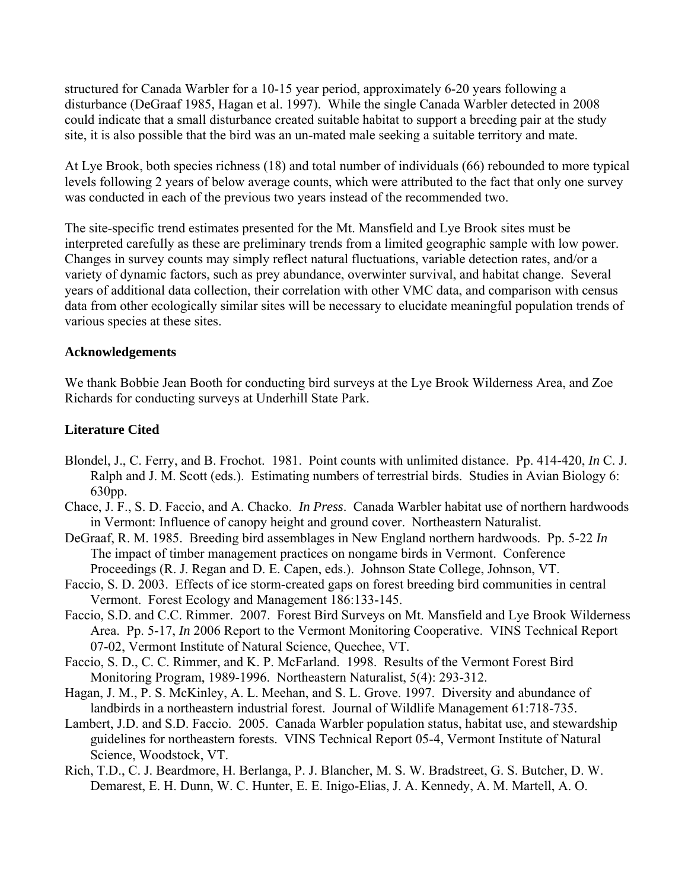structured for Canada Warbler for a 10-15 year period, approximately 6-20 years following a disturbance (DeGraaf 1985, Hagan et al. 1997). While the single Canada Warbler detected in 2008 could indicate that a small disturbance created suitable habitat to support a breeding pair at the study site, it is also possible that the bird was an un-mated male seeking a suitable territory and mate.

At Lye Brook, both species richness (18) and total number of individuals (66) rebounded to more typical levels following 2 years of below average counts, which were attributed to the fact that only one survey was conducted in each of the previous two years instead of the recommended two.

The site-specific trend estimates presented for the Mt. Mansfield and Lye Brook sites must be interpreted carefully as these are preliminary trends from a limited geographic sample with low power. Changes in survey counts may simply reflect natural fluctuations, variable detection rates, and/or a variety of dynamic factors, such as prey abundance, overwinter survival, and habitat change. Several years of additional data collection, their correlation with other VMC data, and comparison with census data from other ecologically similar sites will be necessary to elucidate meaningful population trends of various species at these sites.

**Acknowledgements**

We thank Bobbie Jean Booth for conducting bird surveys at the Lye Brook Wilderness Area, and Zoe Richards for conducting surveys at Underhill State Park.

**Literature Cited**

Blondel, J., C. Ferry, and B. Frochot. 1981. Point counts with unlimited distance. Pp. 414-420, *In* C. J. Ralph and J. M. Scott (eds.). Estimating numbers of terrestrial birds. Studies in Avian Biology 6: 630pp.

Chace, J. F., S. D. Faccio, and A. Chacko. *In Press*. Canada Warbler habitat use of northern hardwoods in Vermont: Influence of canopy height and ground cover. Northeastern Naturalist.

DeGraaf, R. M. 1985. Breeding bird assemblages in New England northern hardwoods. Pp. 5-22 *In* The impact of timber management practices on nongame birds in Vermont. Conference Proceedings (R. J. Regan and D. E. Capen, eds.). Johnson State College, Johnson, VT.

Faccio, S. D. 2003. Effects of ice storm-created gaps on forest breeding bird communities in central Vermont. Forest Ecology and Management 186:133-145.

Faccio, S.D. and C.C. Rimmer. 2007. Forest Bird Surveys on Mt. Mansfield and Lye Brook Wilderness Area. Pp. 5-17, *In* 2006 Report to the Vermont Monitoring Cooperative. VINS Technical Report 07-02, Vermont Institute of Natural Science, Quechee, VT.

Faccio, S. D., C. C. Rimmer, and K. P. McFarland. 1998. Results of the Vermont Forest Bird Monitoring Program, 1989-1996. Northeastern Naturalist, 5(4): 293-312.

Hagan, J. M., P. S. McKinley, A. L. Meehan, and S. L. Grove. 1997. Diversity and abundance of landbirds in a northeastern industrial forest. Journal of Wildlife Management 61:718-735.

Lambert, J.D. and S.D. Faccio. 2005. Canada Warbler population status, habitat use, and stewardship guidelines for northeastern forests. VINS Technical Report 05-4, Vermont Institute of Natural Science, Woodstock, VT.

Rich, T.D., C. J. Beardmore, H. Berlanga, P. J. Blancher, M. S. W. Bradstreet, G. S. Butcher, D. W. Demarest, E. H. Dunn, W. C. Hunter, E. E. Inigo-Elias, J. A. Kennedy, A. M. Martell, A. O.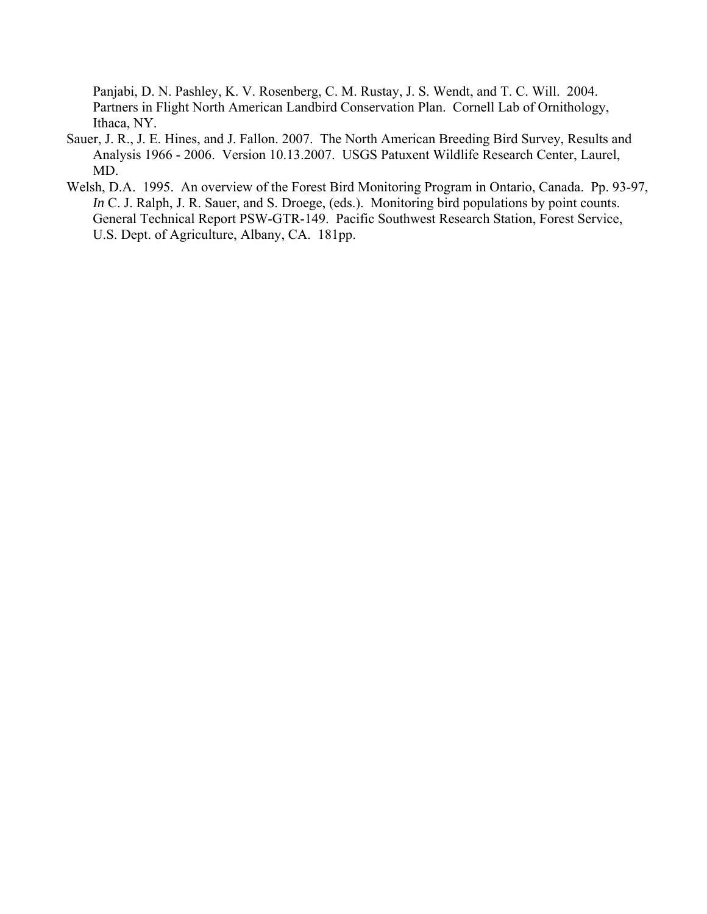Panjabi, D. N. Pashley, K. V. Rosenberg, C. M. Rustay, J. S. Wendt, and T. C. Will. 2004. Partners in Flight North American Landbird Conservation Plan. Cornell Lab of Ornithology, Ithaca, NY.

Sauer, J. R., J. E. Hines, and J. Fallon. 2007. The North American Breeding Bird Survey, Results and Analysis 1966 - 2006. Version 10.13.2007. USGS Patuxent Wildlife Research Center, Laurel, MD.

Welsh, D.A. 1995. An overview of the Forest Bird Monitoring Program in Ontario, Canada. Pp. 93-97, *In* C. J. Ralph, J. R. Sauer, and S. Droege, (eds.). Monitoring bird populations by point counts. General Technical Report PSW-GTR-149. Pacific Southwest Research Station, Forest Service, U.S. Dept. of Agriculture, Albany, CA. 181pp.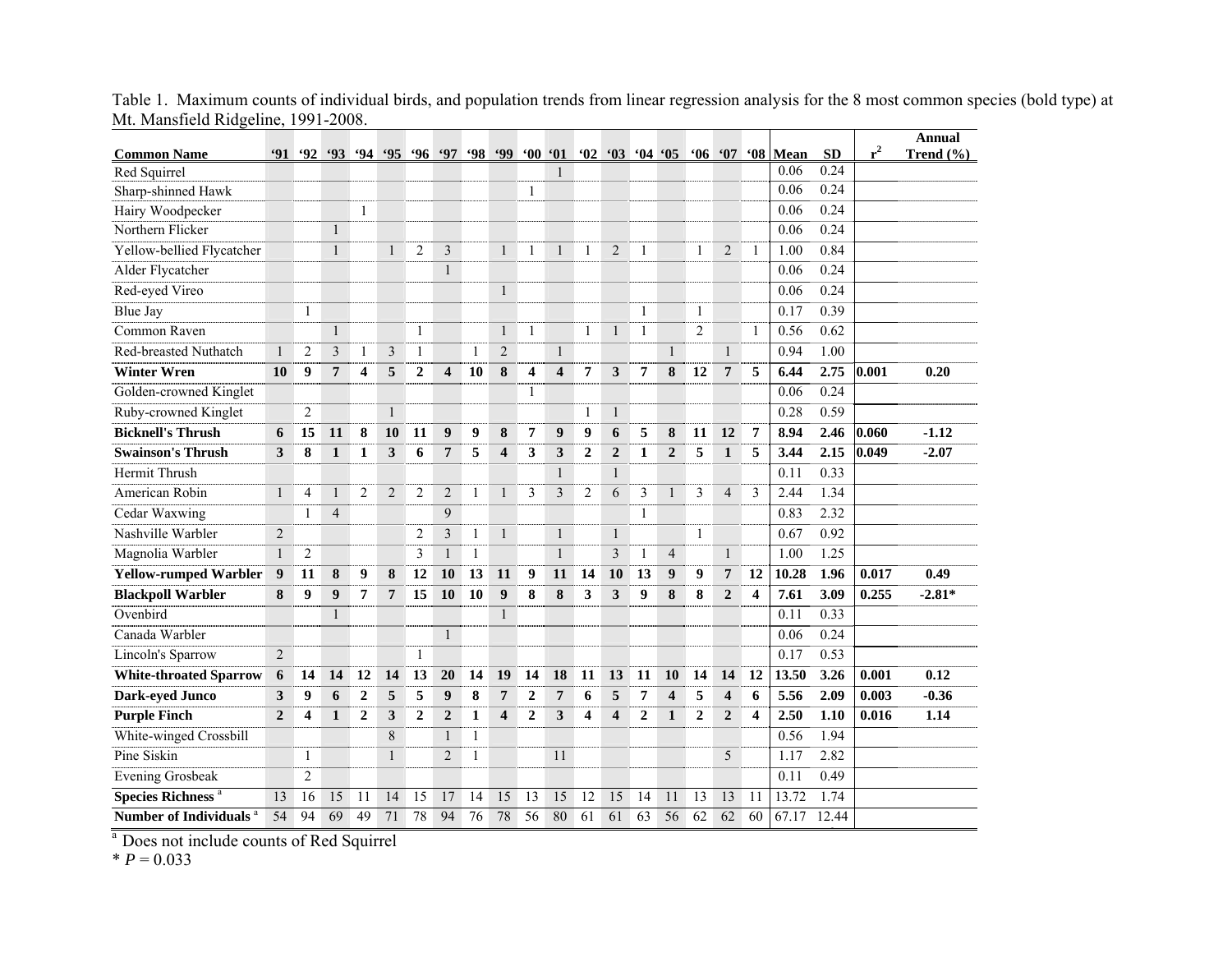Table 1. Maximum counts of individual birds, and population trends from linear regression analysis for the 8 most common species (bold type) at Mt. Mansfield Ridgeline, 1991-2008.

| Common Name | '91 | '92 | '93 | '94 | '95 | '96 | '97 | '98 | '99 | '00 | '01 | '02 | '03 | '04 | '05 | '06 | '07 | '08 | Mean | SD | $r^2$ | Annual Trend (%) |
|---|---|---|---|---|---|---|---|---|---|---|---|---|---|---|---|---|---|---|---|---|---|---|
| Red Squirrel | | | | | | | | | | | 1 | | | | | | | | 0.06 | 0.24 | | |
| Sharp-shinned Hawk | | | | | | | | | | 1 | | | | | | | | | 0.06 | 0.24 | | |
| Hairy Woodpecker | | | | 1 | | | | | | | | | | | | | | | 0.06 | 0.24 | | |
| Northern Flicker | | | 1 | | | | | | | | | | | | | | | | 0.06 | 0.24 | | |
| Yellow-bellied Flycatcher | | | 1 | | 1 | 2 | 3 | | 1 | 1 | 1 | 1 | 2 | 1 | | 1 | 2 | 1 | 1.00 | 0.84 | | |
| Alder Flycatcher | | | | | | | 1 | | | | | | | | | | | | 0.06 | 0.24 | | |
| Red-eyed Vireo | | | | | | | | | 1 | | | | | | | | | | 0.06 | 0.24 | | |
| Blue Jay | | 1 | | | | | | | | | | | | 1 | | 1 | | | 0.17 | 0.39 | | |
| Common Raven | | | 1 | | | 1 | | | 1 | 1 | | 1 | 1 | 1 | | 2 | | 1 | 0.56 | 0.62 | | |
| Red-breasted Nuthatch | 1 | 2 | 3 | 1 | 3 | 1 | | 1 | 2 | | 1 | | | | 1 | | 1 | | 0.94 | 1.00 | | |
| **Winter Wren** | **10** | **9** | **7** | **4** | **5** | **2** | **4** | **10** | **8** | **4** | **4** | **7** | **3** | **7** | **8** | **12** | **7** | **5** | **6.44** | **2.75** | **0.001** | **0.20** |
| Golden-crowned Kinglet | | | | | | | | | | 1 | | | | | | | | | 0.06 | 0.24 | | |
| Ruby-crowned Kinglet | | 2 | | | 1 | | | | | | | 1 | 1 | | | | | | 0.28 | 0.59 | | |
| **Bicknell's Thrush** | **6** | **15** | **11** | **8** | **10** | **11** | **9** | **9** | **8** | **7** | **9** | **9** | **6** | **5** | **8** | **11** | **12** | **7** | **8.94** | **2.46** | **0.060** | **-1.12** |
| **Swainson's Thrush** | **3** | **8** | **1** | **1** | **3** | **6** | **7** | **5** | **4** | **3** | **3** | **2** | **2** | **1** | **2** | **5** | **1** | **5** | **3.44** | **2.15** | **0.049** | **-2.07** |
| Hermit Thrush | | | | | | | | | | | 1 | | 1 | | | | | | 0.11 | 0.33 | | |
| American Robin | 1 | 4 | 1 | 2 | 2 | 2 | 2 | 1 | 1 | 3 | 3 | 2 | 6 | 3 | 1 | 3 | 4 | 3 | 2.44 | 1.34 | | |
| Cedar Waxwing | | 1 | 4 | | | | 9 | | | | | | | 1 | | | | | 0.83 | 2.32 | | |
| Nashville Warbler | 2 | | | | | 2 | 3 | 1 | 1 | | 1 | | 1 | | | 1 | | | 0.67 | 0.92 | | |
| Magnolia Warbler | 1 | 2 | | | | 3 | 1 | 1 | | | 1 | | 3 | 1 | 4 | | 1 | | 1.00 | 1.25 | | |
| **Yellow-rumped Warbler** | **9** | **11** | **8** | **9** | **8** | **12** | **10** | **13** | **11** | **9** | **11** | **14** | **10** | **13** | **9** | **9** | **7** | **12** | **10.28** | **1.96** | **0.017** | **0.49** |
| **Blackpoll Warbler** | **8** | **9** | **9** | **7** | **7** | **15** | **10** | **10** | **9** | **8** | **8** | **3** | **3** | **9** | **8** | **8** | **2** | **4** | **7.61** | **3.09** | **0.255** | **-2.81*** |
| Ovenbird | | | 1 | | | | | | 1 | | | | | | | | | | 0.11 | 0.33 | | |
| Canada Warbler | | | | | | | 1 | | | | | | | | | | | | 0.06 | 0.24 | | |
| Lincoln's Sparrow | 2 | | | | | 1 | | | | | | | | | | | | | 0.17 | 0.53 | | |
| **White-throated Sparrow** | **6** | **14** | **14** | **12** | **14** | **13** | **20** | **14** | **19** | **14** | **18** | **11** | **13** | **11** | **10** | **14** | **14** | **12** | **13.50** | **3.26** | **0.001** | **0.12** |
| **Dark-eyed Junco** | **3** | **9** | **6** | **2** | **5** | **5** | **9** | **8** | **7** | **2** | **7** | **6** | **5** | **7** | **4** | **5** | **4** | **6** | **5.56** | **2.09** | **0.003** | **-0.36** |
| **Purple Finch** | **2** | **4** | **1** | **2** | **3** | **2** | **2** | **1** | **4** | **2** | **3** | **4** | **4** | **2** | **1** | **2** | **2** | **4** | **2.50** | **1.10** | **0.016** | **1.14** |
| White-winged Crossbill | | | | | 8 | | 1 | 1 | | | | | | | | | | | 0.56 | 1.94 | | |
| Pine Siskin | | 1 | | | 1 | | 2 | 1 | | | 11 | | | | | | 5 | | 1.17 | 2.82 | | |
| Evening Grosbeak | | 2 | | | | | | | | | | | | | | | | | 0.11 | 0.49 | | |
| **Species Richness** [a] | 13 | 16 | 15 | 11 | 14 | 15 | 17 | 14 | 15 | 13 | 15 | 12 | 15 | 14 | 11 | 13 | 13 | 11 | 13.72 | 1.74 | | |
| **Number of Individuals** [a] | 54 | 94 | 69 | 49 | 71 | 78 | 94 | 76 | 78 | 56 | 80 | 61 | 61 | 63 | 56 | 62 | 62 | 60 | 67.17 | 12.44 | | |

[a] Does not include counts of Red Squirrel

* $P = 0.033$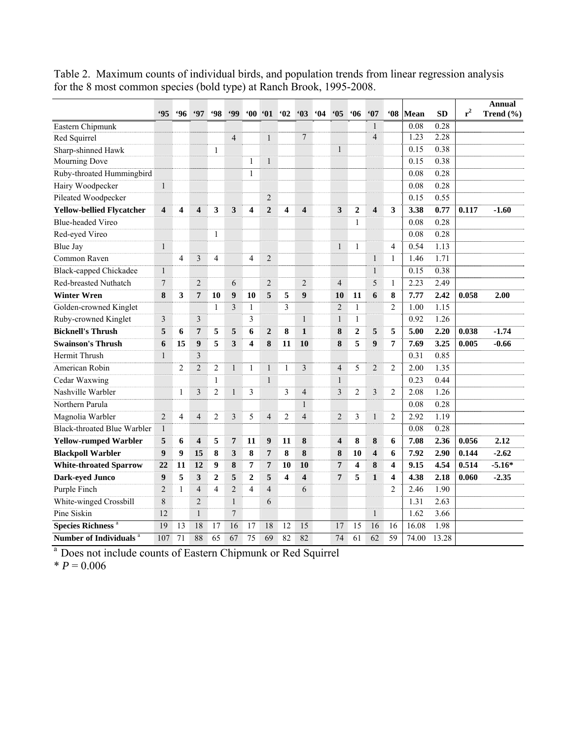Table 2. Maximum counts of individual birds, and population trends from linear regression analysis for the 8 most common species (bold type) at Ranch Brook, 1995-2008.

| | '95 | '96 | '97 | '98 | '99 | '00 | '01 | '02 | '03 | '04 | '05 | '06 | '07 | '08 | Mean | SD | $r^2$ | Annual Trend (%) |
|---|---|---|---|---|---|---|---|---|---|---|---|---|---|---|---|---|---|---|
| Eastern Chipmunk | | | | | | | | | | | | | 1 | | 0.08 | 0.28 | | |
| Red Squirrel | | | | | 4 | | 1 | | 7 | | | | 4 | | 1.23 | 2.28 | | |
| Sharp-shinned Hawk | | | | 1 | | | | | | | 1 | | | | 0.15 | 0.38 | | |
| Mourning Dove | | | | | | 1 | 1 | | | | | | | | 0.15 | 0.38 | | |
| Ruby-throated Hummingbird | | | | | | 1 | | | | | | | | | 0.08 | 0.28 | | |
| Hairy Woodpecker | 1 | | | | | | | | | | | | | | 0.08 | 0.28 | | |
| Pileated Woodpecker | | | | | | | 2 | | | | | | | | 0.15 | 0.55 | | |
| **Yellow-bellied Flycatcher** | **4** | **4** | **4** | **3** | **3** | **4** | **2** | **4** | **4** | | **3** | **2** | **4** | **3** | **3.38** | **0.77** | **0.117** | **-1.60** |
| Blue-headed Vireo | | | | | | | | | | | | 1 | | | 0.08 | 0.28 | | |
| Red-eyed Vireo | | | | 1 | | | | | | | | | | | 0.08 | 0.28 | | |
| Blue Jay | 1 | | | | | | | | | | 1 | 1 | | 4 | 0.54 | 1.13 | | |
| Common Raven | | 4 | 3 | 4 | | 4 | 2 | | | | | | 1 | 1 | 1.46 | 1.71 | | |
| Black-capped Chickadee | 1 | | | | | | | | | | | | 1 | | 0.15 | 0.38 | | |
| Red-breasted Nuthatch | 7 | | 2 | | 6 | | 2 | | 2 | | 4 | | 5 | 1 | 2.23 | 2.49 | | |
| **Winter Wren** | **8** | **3** | **7** | **10** | **9** | **10** | **5** | **5** | **9** | | **10** | **11** | **6** | **8** | **7.77** | **2.42** | **0.058** | **2.00** |
| Golden-crowned Kinglet | | | | 1 | 3 | 1 | | 3 | | | 2 | 1 | | 2 | 1.00 | 1.15 | | |
| Ruby-crowned Kinglet | 3 | | 3 | | | 3 | | | 1 | | 1 | 1 | | | 0.92 | 1.26 | | |
| **Bicknell's Thrush** | **5** | **6** | **7** | **5** | **5** | **6** | **2** | **8** | **1** | | **8** | **2** | **5** | **5** | **5.00** | **2.20** | **0.038** | **-1.74** |
| **Swainson's Thrush** | **6** | **15** | **9** | **5** | **3** | **4** | **8** | **11** | **10** | | **8** | **5** | **9** | **7** | **7.69** | **3.25** | **0.005** | **-0.66** |
| Hermit Thrush | 1 | | 3 | | | | | | | | | | | | 0.31 | 0.85 | | |
| American Robin | | 2 | 2 | 2 | 1 | 1 | 1 | 1 | 3 | | 4 | 5 | 2 | 2 | 2.00 | 1.35 | | |
| Cedar Waxwing | | | | 1 | | | 1 | | | | 1 | | | | 0.23 | 0.44 | | |
| Nashville Warbler | | 1 | 3 | 2 | 1 | 3 | | 3 | 4 | | 3 | 2 | 3 | 2 | 2.08 | 1.26 | | |
| Northern Parula | | | | | | | | | 1 | | | | | | 0.08 | 0.28 | | |
| Magnolia Warbler | 2 | 4 | 4 | 2 | 3 | 5 | 4 | 2 | 4 | | 2 | 3 | 1 | 2 | 2.92 | 1.19 | | |
| Black-throated Blue Warbler | 1 | | | | | | | | | | | | | | 0.08 | 0.28 | | |
| **Yellow-rumped Warbler** | **5** | **6** | **4** | **5** | **7** | **11** | **9** | **11** | **8** | | **4** | **8** | **8** | **6** | **7.08** | **2.36** | **0.056** | **2.12** |
| **Blackpoll Warbler** | **9** | **9** | **15** | **8** | **3** | **8** | **7** | **8** | **8** | | **8** | **10** | **4** | **6** | **7.92** | **2.90** | **0.144** | **-2.62** |
| **White-throated Sparrow** | **22** | **11** | **12** | **9** | **8** | **7** | **7** | **10** | **10** | | **7** | **4** | **8** | **4** | **9.15** | **4.54** | **0.514** | **-5.16*** |
| **Dark-eyed Junco** | **9** | **5** | **3** | **2** | **5** | **2** | **5** | **4** | **4** | | **7** | **5** | **1** | **4** | **4.38** | **2.18** | **0.060** | **-2.35** |
| Purple Finch | 2 | 1 | 4 | 4 | 2 | 4 | 4 | | 6 | | | | | 2 | 2.46 | 1.90 | | |
| White-winged Crossbill | 8 | | 2 | | 1 | | 6 | | | | | | | | 1.31 | 2.63 | | |
| Pine Siskin | 12 | | 1 | | 7 | | | | | | | | 1 | | 1.62 | 3.66 | | |
| **Species Richness** [a] | 19 | 13 | 18 | 17 | 16 | 17 | 18 | 12 | 15 | | 17 | 15 | 16 | 16 | 16.08 | 1.98 | | |
| **Number of Individuals** [a] | 107 | 71 | 88 | 65 | 67 | 75 | 69 | 82 | 82 | | 74 | 61 | 62 | 59 | 74.00 | 13.28 | | |

[a] Does not include counts of Eastern Chipmunk or Red Squirrel

* $P = 0.006$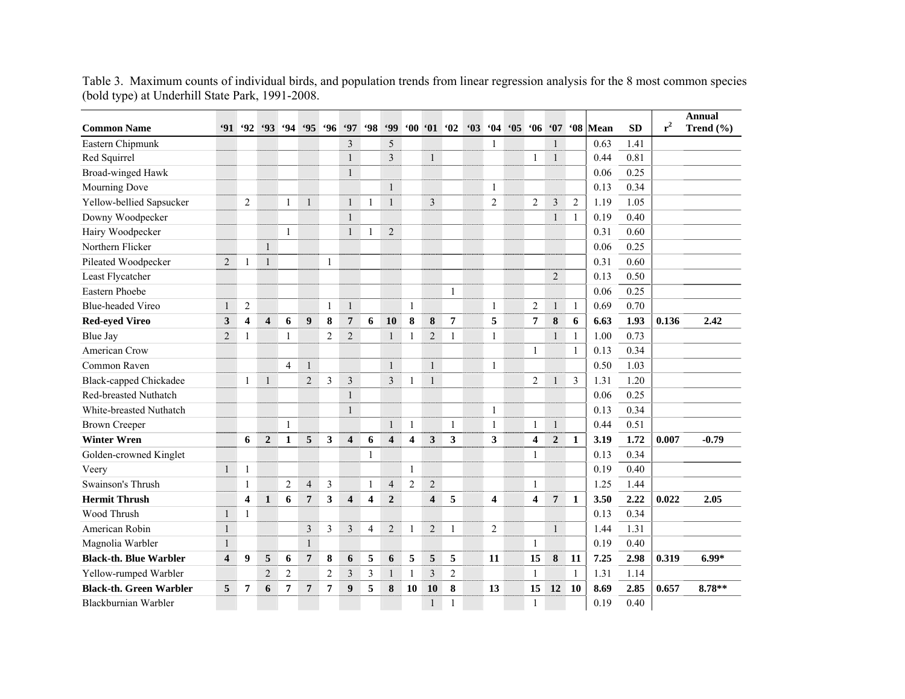Table 3. Maximum counts of individual birds, and population trends from linear regression analysis for the 8 most common species (bold type) at Underhill State Park, 1991-2008.

| Common Name | '91 | '92 | '93 | '94 | '95 | '96 | '97 | '98 | '99 | '00 | '01 | '02 | '03 | '04 | '05 | '06 | '07 | '08 | Mean | SD | $r^2$ | Annual Trend (%) |
|---|---|---|---|---|---|---|---|---|---|---|---|---|---|---|---|---|---|---|---|---|---|---|
| Eastern Chipmunk | | | | | | | 3 | | 5 | | | | | 1 | | | 1 | | 0.63 | 1.41 | | |
| Red Squirrel | | | | | | | 1 | | 3 | | 1 | | | | | 1 | 1 | | 0.44 | 0.81 | | |
| Broad-winged Hawk | | | | | | | 1 | | | | | | | | | | | | 0.06 | 0.25 | | |
| Mourning Dove | | | | | | | | | 1 | | | | | 1 | | | | | 0.13 | 0.34 | | |
| Yellow-bellied Sapsucker | | 2 | | 1 | 1 | | 1 | 1 | 1 | | 3 | | | 2 | | 2 | 3 | 2 | 1.19 | 1.05 | | |
| Downy Woodpecker | | | | | | | 1 | | | | | | | | | | 1 | 1 | 0.19 | 0.40 | | |
| Hairy Woodpecker | | | | 1 | | | 1 | 1 | 2 | | | | | | | | | | 0.31 | 0.60 | | |
| Northern Flicker | | | 1 | | | | | | | | | | | | | | | | 0.06 | 0.25 | | |
| Pileated Woodpecker | 2 | 1 | 1 | | | 1 | | | | | | | | | | | | | 0.31 | 0.60 | | |
| Least Flycatcher | | | | | | | | | | | | | | | | | 2 | | 0.13 | 0.50 | | |
| Eastern Phoebe | | | | | | | | | | | | 1 | | | | | | | 0.06 | 0.25 | | |
| Blue-headed Vireo | 1 | 2 | | | | 1 | 1 | | | 1 | | | | 1 | | 2 | 1 | 1 | 0.69 | 0.70 | | |
| **Red-eyed Vireo** | **3** | **4** | **4** | **6** | **9** | **8** | **7** | **6** | **10** | **8** | **8** | **7** | | **5** | | **7** | **8** | **6** | **6.63** | **1.93** | **0.136** | **2.42** |
| Blue Jay | 2 | 1 | | 1 | | 2 | 2 | | 1 | 1 | 2 | 1 | | 1 | | | 1 | 1 | 1.00 | 0.73 | | |
| American Crow | | | | | | | | | | | | | | | | 1 | | 1 | 0.13 | 0.34 | | |
| Common Raven | | | | 4 | 1 | | | | 1 | | 1 | | | 1 | | | | | 0.50 | 1.03 | | |
| Black-capped Chickadee | | 1 | 1 | | 2 | 3 | 3 | | 3 | 1 | 1 | | | | | 2 | 1 | 3 | 1.31 | 1.20 | | |
| Red-breasted Nuthatch | | | | | | | 1 | | | | | | | | | | | | 0.06 | 0.25 | | |
| White-breasted Nuthatch | | | | | | | 1 | | | | | | | 1 | | | | | 0.13 | 0.34 | | |
| Brown Creeper | | | | 1 | | | | | 1 | 1 | | 1 | | 1 | | 1 | 1 | | 0.44 | 0.51 | | |
| **Winter Wren** | | **6** | **2** | **1** | **5** | **3** | **4** | **6** | **4** | **4** | **3** | **3** | | **3** | | **4** | **2** | **1** | **3.19** | **1.72** | **0.007** | **-0.79** |
| Golden-crowned Kinglet | | | | | | | | 1 | | | | | | | | 1 | | | 0.13 | 0.34 | | |
| Veery | 1 | 1 | | | | | | | | 1 | | | | | | | | | 0.19 | 0.40 | | |
| Swainson's Thrush | | 1 | | 2 | 4 | 3 | | 1 | 4 | 2 | 2 | | | | | 1 | | | 1.25 | 1.44 | | |
| **Hermit Thrush** | | **4** | **1** | **6** | **7** | **3** | **4** | **4** | **2** | | **4** | **5** | | **4** | | **4** | **7** | **1** | **3.50** | **2.22** | **0.022** | **2.05** |
| Wood Thrush | 1 | 1 | | | | | | | | | | | | | | | | | 0.13 | 0.34 | | |
| American Robin | 1 | | | | 3 | 3 | 3 | 4 | 2 | 1 | 2 | 1 | | 2 | | | 1 | | 1.44 | 1.31 | | |
| Magnolia Warbler | 1 | | | | 1 | | | | | | | | | | | 1 | | | 0.19 | 0.40 | | |
| **Black-th. Blue Warbler** | **4** | **9** | **5** | **6** | **7** | **8** | **6** | **5** | **6** | **5** | **5** | **5** | | **11** | | **15** | **8** | **11** | **7.25** | **2.98** | **0.319** | **6.99*** |
| Yellow-rumped Warbler | | | 2 | 2 | | 2 | 3 | 3 | 1 | 1 | 3 | 2 | | | | 1 | | 1 | 1.31 | 1.14 | | |
| **Black-th. Green Warbler** | **5** | **7** | **6** | **7** | **7** | **7** | **9** | **5** | **8** | **10** | **10** | **8** | | **13** | | **15** | **12** | **10** | **8.69** | **2.85** | **0.657** | **8.78**** |
| Blackburnian Warbler | | | | | | | | | | | 1 | 1 | | | | 1 | | | 0.19 | 0.40 | | |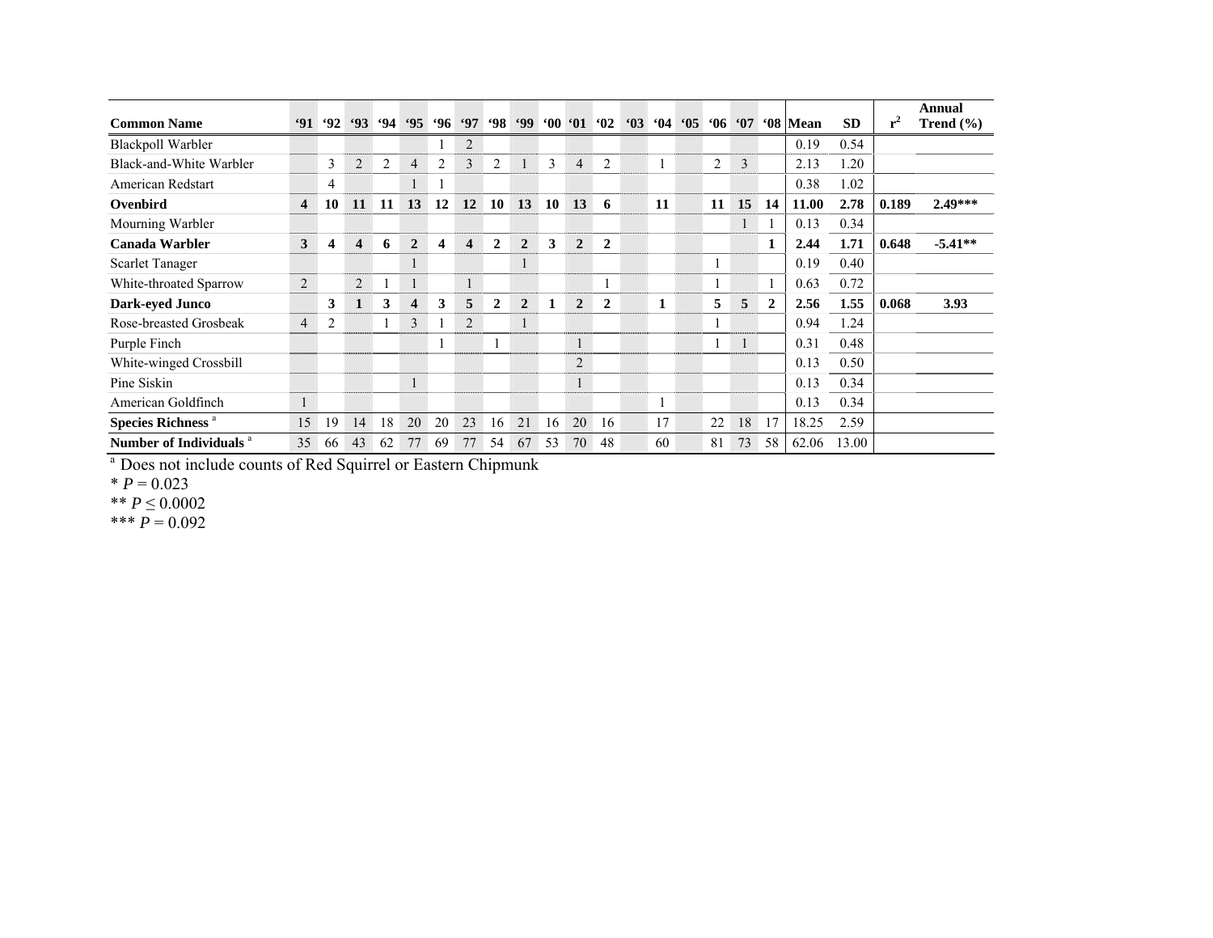| Common Name | '91 | '92 | '93 | '94 | '95 | '96 | '97 | '98 | '99 | '00 | '01 | '02 | '03 | '04 | '05 | '06 | '07 | '08 | Mean | SD | $r^2$ | Annual Trend (%) |
|---|---|---|---|---|---|---|---|---|---|---|---|---|---|---|---|---|---|---|---|---|---|---|
| Blackpoll Warbler | | | | | | 1 | 2 | | | | | | | | | | | | 0.19 | 0.54 | | |
| Black-and-White Warbler | | 3 | 2 | 2 | 4 | 2 | 3 | 2 | 1 | 3 | 4 | 2 | | 1 | | 2 | 3 | | 2.13 | 1.20 | | |
| American Redstart | | 4 | | | 1 | 1 | | | | | | | | | | | | | 0.38 | 1.02 | | |
| **Ovenbird** | **4** | **10** | **11** | **11** | **13** | **12** | **12** | **10** | **13** | **10** | **13** | **6** | | **11** | | **11** | **15** | **14** | **11.00** | **2.78** | **0.189** | **2.49*** ** |
| Mourning Warbler | | | | | | | | | | | | | | | | | 1 | 1 | 0.13 | 0.34 | | |
| **Canada Warbler** | **3** | **4** | **4** | **6** | **2** | **4** | **4** | **2** | **2** | **3** | **2** | **2** | | | | | | **1** | **2.44** | **1.71** | **0.648** | **-5.41** ** |
| Scarlet Tanager | | | | | 1 | | | | 1 | | | | | | | 1 | | | 0.19 | 0.40 | | |
| White-throated Sparrow | 2 | | 2 | 1 | 1 | | 1 | | | | | 1 | | | | 1 | | 1 | 0.63 | 0.72 | | |
| **Dark-eyed Junco** | | **3** | **1** | **3** | **4** | **3** | **5** | **2** | **2** | **1** | **2** | **2** | | **1** | | **5** | **5** | **2** | **2.56** | **1.55** | **0.068** | **3.93** |
| Rose-breasted Grosbeak | 4 | 2 | | 1 | 3 | 1 | 2 | | 1 | | | | | | | 1 | | | 0.94 | 1.24 | | |
| Purple Finch | | | | | | 1 | | 1 | | | 1 | | | | | 1 | 1 | | 0.31 | 0.48 | | |
| White-winged Crossbill | | | | | | | | | | | 2 | | | | | | | | 0.13 | 0.50 | | |
| Pine Siskin | | | | | 1 | | | | | | 1 | | | | | | | | 0.13 | 0.34 | | |
| American Goldfinch | 1 | | | | | | | | | | | | | 1 | | | | | 0.13 | 0.34 | | |
| **Species Richness** [a] | 15 | 19 | 14 | 18 | 20 | 20 | 23 | 16 | 21 | 16 | 20 | 16 | | 17 | | 22 | 18 | 17 | 18.25 | 2.59 | | |
| **Number of Individuals** [a] | 35 | 66 | 43 | 62 | 77 | 69 | 77 | 54 | 67 | 53 | 70 | 48 | | 60 | | 81 | 73 | 58 | 62.06 | 13.00 | | |

[a] Does not include counts of Red Squirrel or Eastern Chipmunk

* $P = 0.023$

** $P \leq 0.0002$

*** $P = 0.092$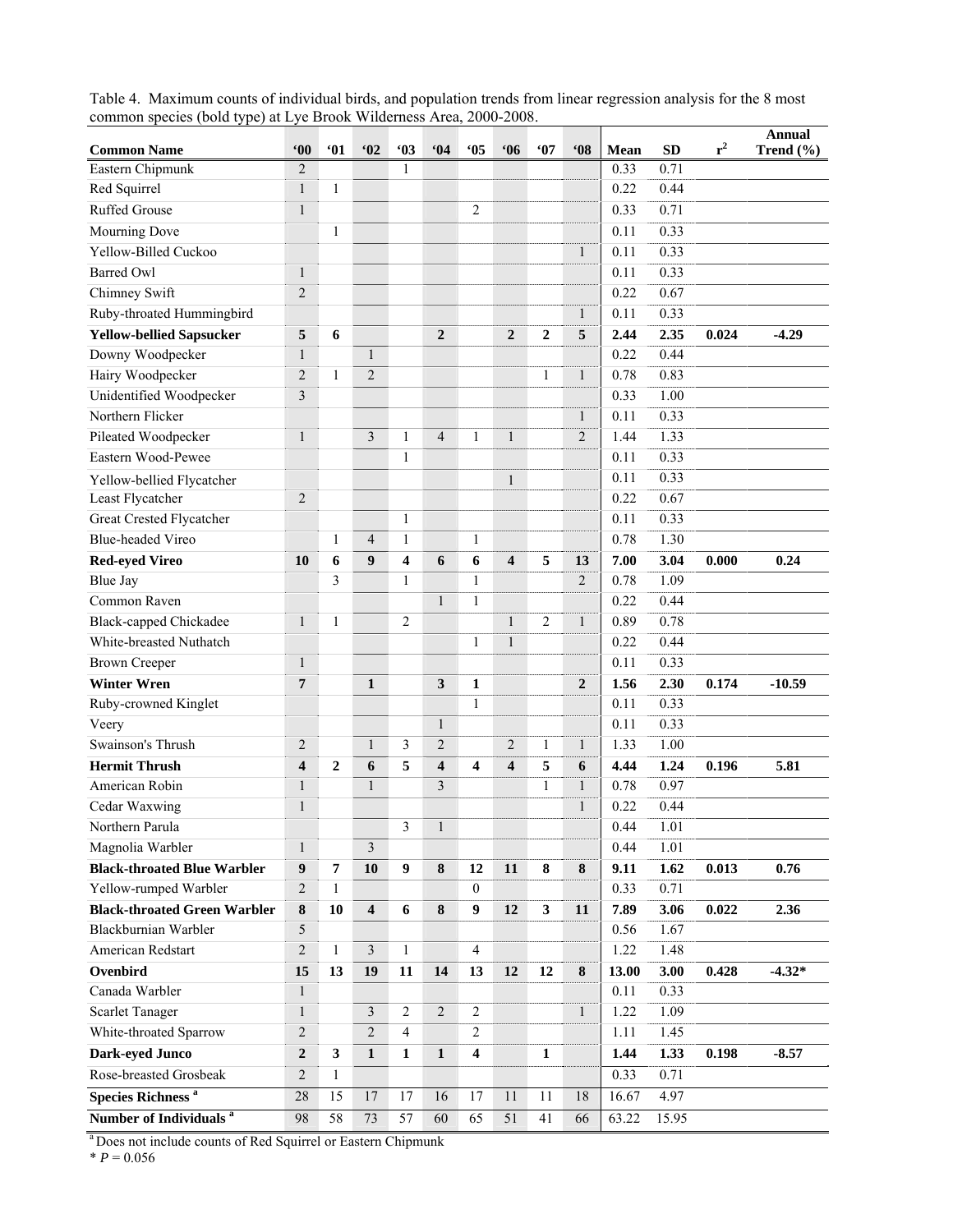Table 4. Maximum counts of individual birds, and population trends from linear regression analysis for the 8 most common species (bold type) at Lye Brook Wilderness Area, 2000-2008.

| Common Name | '00 | '01 | '02 | '03 | '04 | '05 | '06 | '07 | '08 | Mean | SD | $r^2$ | Annual Trend (%) |
|---|---|---|---|---|---|---|---|---|---|---|---|---|---|
| Eastern Chipmunk | 2 | | | 1 | | | | | | 0.33 | 0.71 | | |
| Red Squirrel | 1 | 1 | | | | | | | | 0.22 | 0.44 | | |
| Ruffed Grouse | 1 | | | | | 2 | | | | 0.33 | 0.71 | | |
| Mourning Dove | | 1 | | | | | | | | 0.11 | 0.33 | | |
| Yellow-Billed Cuckoo | | | | | | | | | 1 | 0.11 | 0.33 | | |
| Barred Owl | 1 | | | | | | | | | 0.11 | 0.33 | | |
| Chimney Swift | 2 | | | | | | | | | 0.22 | 0.67 | | |
| Ruby-throated Hummingbird | | | | | | | | | 1 | 0.11 | 0.33 | | |
| **Yellow-bellied Sapsucker** | **5** | **6** | | | **2** | | **2** | **2** | **5** | **2.44** | **2.35** | **0.024** | **-4.29** |
| Downy Woodpecker | 1 | | 1 | | | | | | | 0.22 | 0.44 | | |
| Hairy Woodpecker | 2 | 1 | 2 | | | | | 1 | 1 | 0.78 | 0.83 | | |
| Unidentified Woodpecker | 3 | | | | | | | | | 0.33 | 1.00 | | |
| Northern Flicker | | | | | | | | | 1 | 0.11 | 0.33 | | |
| Pileated Woodpecker | 1 | | 3 | 1 | 4 | 1 | 1 | | 2 | 1.44 | 1.33 | | |
| Eastern Wood-Pewee | | | | 1 | | | | | | 0.11 | 0.33 | | |
| Yellow-bellied Flycatcher | | | | | | | 1 | | | 0.11 | 0.33 | | |
| Least Flycatcher | 2 | | | | | | | | | 0.22 | 0.67 | | |
| Great Crested Flycatcher | | | | 1 | | | | | | 0.11 | 0.33 | | |
| Blue-headed Vireo | | 1 | 4 | 1 | | 1 | | | | 0.78 | 1.30 | | |
| **Red-eyed Vireo** | **10** | **6** | **9** | **4** | **6** | **6** | **4** | **5** | **13** | **7.00** | **3.04** | **0.000** | **0.24** |
| Blue Jay | | 3 | | 1 | | 1 | | | 2 | 0.78 | 1.09 | | |
| Common Raven | | | | | 1 | 1 | | | | 0.22 | 0.44 | | |
| Black-capped Chickadee | 1 | 1 | | 2 | | | 1 | 2 | 1 | 0.89 | 0.78 | | |
| White-breasted Nuthatch | | | | | | 1 | 1 | | | 0.22 | 0.44 | | |
| Brown Creeper | 1 | | | | | | | | | 0.11 | 0.33 | | |
| **Winter Wren** | **7** | | **1** | | **3** | **1** | | | **2** | **1.56** | **2.30** | **0.174** | **-10.59** |
| Ruby-crowned Kinglet | | | | | | 1 | | | | 0.11 | 0.33 | | |
| Veery | | | | | 1 | | | | | 0.11 | 0.33 | | |
| Swainson's Thrush | 2 | | 1 | 3 | 2 | | 2 | 1 | 1 | 1.33 | 1.00 | | |
| **Hermit Thrush** | **4** | **2** | **6** | **5** | **4** | **4** | **4** | **5** | **6** | **4.44** | **1.24** | **0.196** | **5.81** |
| American Robin | 1 | | 1 | | 3 | | | 1 | 1 | 0.78 | 0.97 | | |
| Cedar Waxwing | 1 | | | | | | | | 1 | 0.22 | 0.44 | | |
| Northern Parula | | | | 3 | 1 | | | | | 0.44 | 1.01 | | |
| Magnolia Warbler | 1 | | 3 | | | | | | | 0.44 | 1.01 | | |
| **Black-throated Blue Warbler** | **9** | **7** | **10** | **9** | **8** | **12** | **11** | **8** | **8** | **9.11** | **1.62** | **0.013** | **0.76** |
| Yellow-rumped Warbler | 2 | 1 | | | | 0 | | | | 0.33 | 0.71 | | |
| **Black-throated Green Warbler** | **8** | **10** | **4** | **6** | **8** | **9** | **12** | **3** | **11** | **7.89** | **3.06** | **0.022** | **2.36** |
| Blackburnian Warbler | 5 | | | | | | | | | 0.56 | 1.67 | | |
| American Redstart | 2 | 1 | 3 | 1 | | 4 | | | | 1.22 | 1.48 | | |
| **Ovenbird** | **15** | **13** | **19** | **11** | **14** | **13** | **12** | **12** | **8** | **13.00** | **3.00** | **0.428** | **-4.32*** |
| Canada Warbler | 1 | | | | | | | | | 0.11 | 0.33 | | |
| Scarlet Tanager | 1 | | 3 | 2 | 2 | 2 | | | 1 | 1.22 | 1.09 | | |
| White-throated Sparrow | 2 | | 2 | 4 | | 2 | | | | 1.11 | 1.45 | | |
| **Dark-eyed Junco** | **2** | **3** | **1** | **1** | **1** | **4** | | **1** | | **1.44** | **1.33** | **0.198** | **-8.57** |
| Rose-breasted Grosbeak | 2 | 1 | | | | | | | | 0.33 | 0.71 | | |
| **Species Richness [a]** | 28 | 15 | 17 | 17 | 16 | 17 | 11 | 11 | 18 | 16.67 | 4.97 | | |
| **Number of Individuals [a]** | 98 | 58 | 73 | 57 | 60 | 65 | 51 | 41 | 66 | 63.22 | 15.95 | | |

[a] Does not include counts of Red Squirrel or Eastern Chipmunk

\* $P = 0.056$